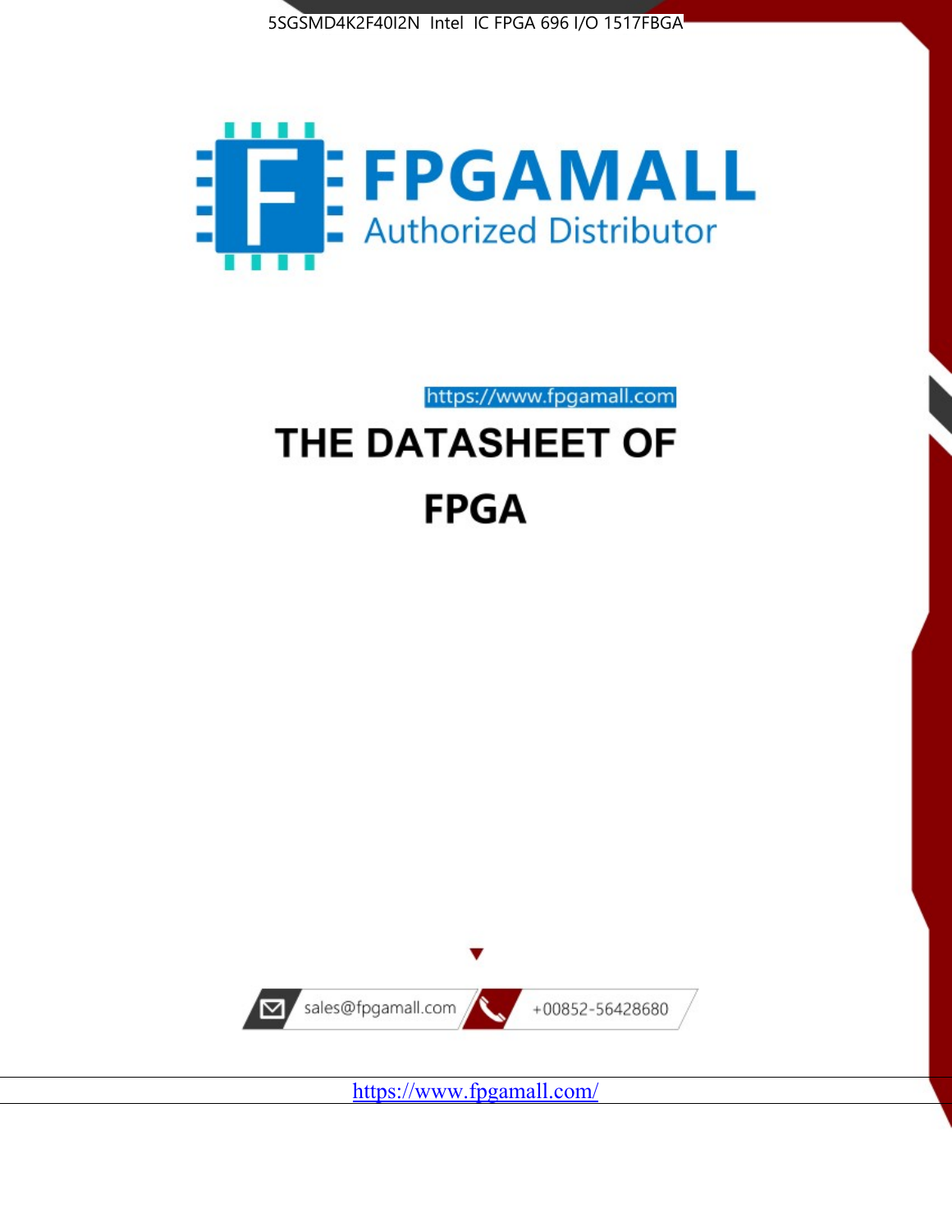5SGSMD4K2F40I2N Intel IC FPGA 696 I/O 1517FBGA

FPGAMALL

Authorized Distributor

https://www.fpgamall.com

# THE DATASHEET OF

# FPGA

sales@fpgamall.com

+00852-56428680

https://www.fpgamall.com/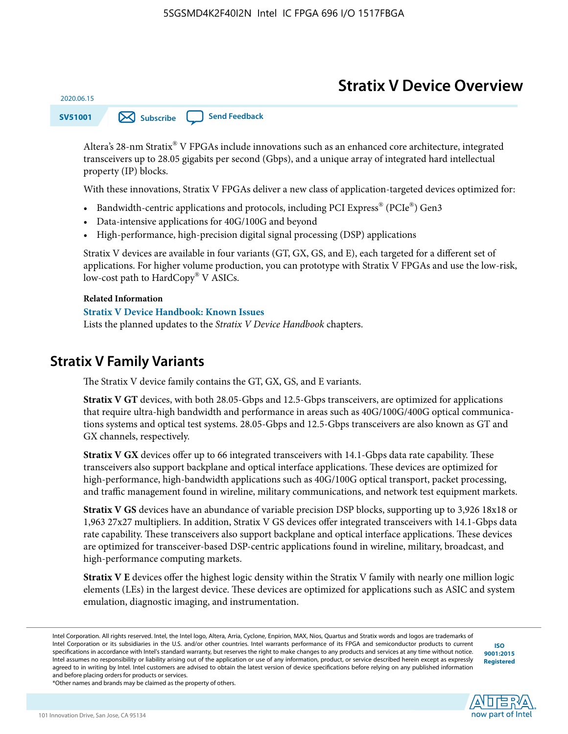# Stratix V Device Overview

2020.06.15

SV51001

Altera's 28-nm Stratix® V FPGAs include innovations such as an enhanced core architecture, integrated transceivers up to 28.05 gigabits per second (Gbps), and a unique array of integrated hard intellectual property (IP) blocks.

With these innovations, Stratix V FPGAs deliver a new class of application-targeted devices optimized for:

- Bandwidth-centric applications and protocols, including PCI Express® (PCIe®) Gen3
- Data-intensive applications for 40G/100G and beyond
- High-performance, high-precision digital signal processing (DSP) applications

Stratix V devices are available in four variants (GT, GX, GS, and E), each targeted for a different set of applications. For higher volume production, you can prototype with Stratix V FPGAs and use the low-risk, low-cost path to HardCopy® V ASICs.

**Related Information**

**Stratix V Device Handbook: Known Issues**

Lists the planned updates to the *Stratix V Device Handbook* chapters.

## Stratix V Family Variants

The Stratix V device family contains the GT, GX, GS, and E variants.

**Stratix V GT** devices, with both 28.05-Gbps and 12.5-Gbps transceivers, are optimized for applications that require ultra-high bandwidth and performance in areas such as 40G/100G/400G optical communications systems and optical test systems. 28.05-Gbps and 12.5-Gbps transceivers are also known as GT and GX channels, respectively.

**Stratix V GX** devices offer up to 66 integrated transceivers with 14.1-Gbps data rate capability. These transceivers also support backplane and optical interface applications. These devices are optimized for high-performance, high-bandwidth applications such as 40G/100G optical transport, packet processing, and traffic management found in wireline, military communications, and network test equipment markets.

**Stratix V GS** devices have an abundance of variable precision DSP blocks, supporting up to 3,926 18x18 or 1,963 27x27 multipliers. In addition, Stratix V GS devices offer integrated transceivers with 14.1-Gbps data rate capability. These transceivers also support backplane and optical interface applications. These devices are optimized for transceiver-based DSP-centric applications found in wireline, military, broadcast, and high-performance computing markets.

**Stratix V E** devices offer the highest logic density within the Stratix V family with nearly one million logic elements (LEs) in the largest device. These devices are optimized for applications such as ASIC and system emulation, diagnostic imaging, and instrumentation.

Intel Corporation. All rights reserved. Intel, the Intel logo, Altera, Arria, Cyclone, Enpirion, MAX, Nios, Quartus and Stratix words and logos are trademarks of Intel Corporation or its subsidiaries in the U.S. and/or other countries. Intel warrants performance of its FPGA and semiconductor products to current specifications in accordance with Intel's standard warranty, but reserves the right to make changes to any products and services at any time without notice. Intel assumes no responsibility or liability arising out of the application or use of any information, product, or service described herein except as expressly agreed to in writing by Intel. Intel customers are advised to obtain the latest version of device specifications before relying on any published information and before placing orders for products or services.
*Other names and brands may be claimed as the property of others.

ISO 9001:2015 Registered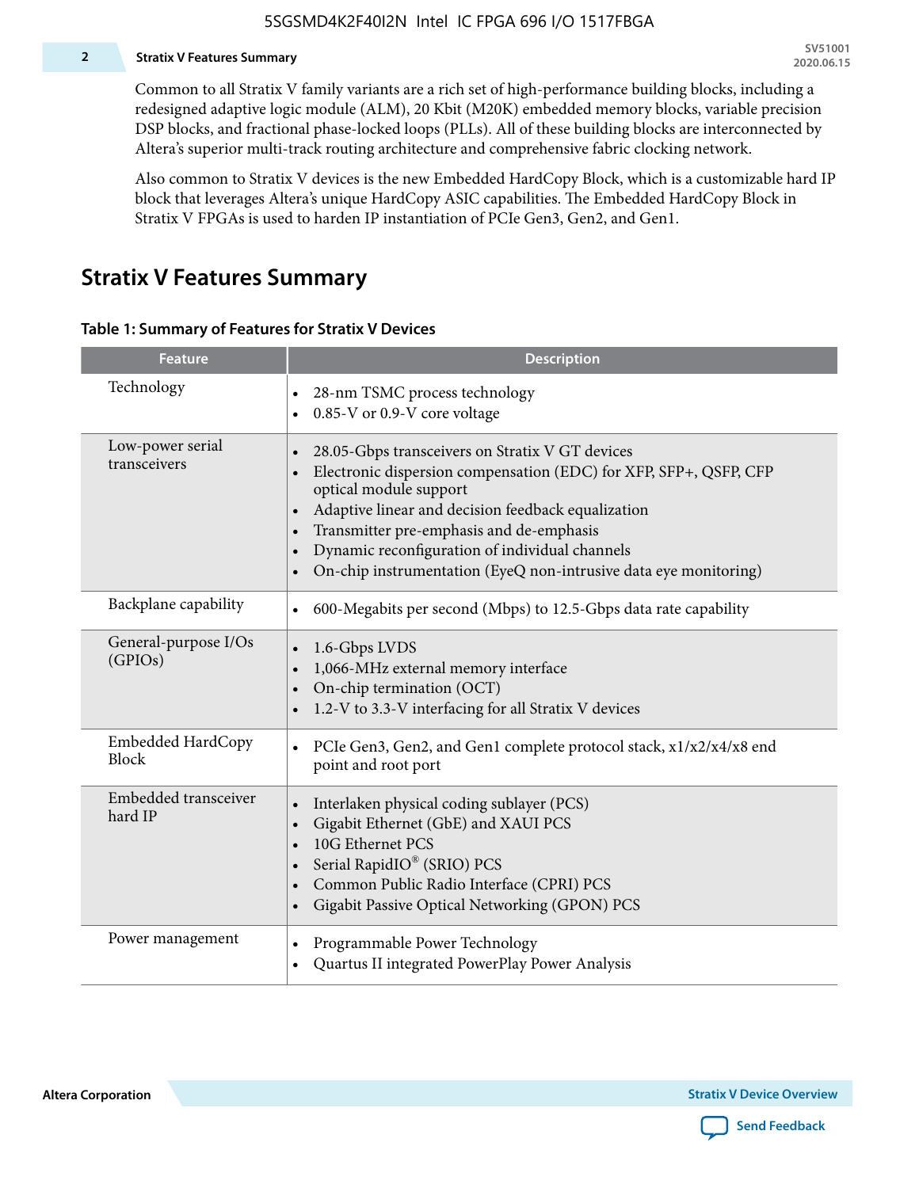Common to all Stratix V family variants are a rich set of high-performance building blocks, including a redesigned adaptive logic module (ALM), 20 Kbit (M20K) embedded memory blocks, variable precision DSP blocks, and fractional phase-locked loops (PLLs). All of these building blocks are interconnected by Altera's superior multi-track routing architecture and comprehensive fabric clocking network.

Also common to Stratix V devices is the new Embedded HardCopy Block, which is a customizable hard IP block that leverages Altera's unique HardCopy ASIC capabilities. The Embedded HardCopy Block in Stratix V FPGAs is used to harden IP instantiation of PCIe Gen3, Gen2, and Gen1.

## Stratix V Features Summary

**Table 1: Summary of Features for Stratix V Devices**

| Feature | Description |
|---|---|
| Technology | • 28-nm TSMC process technology<br>• 0.85-V or 0.9-V core voltage |
| Low-power serial transceivers | • 28.05-Gbps transceivers on Stratix V GT devices<br>• Electronic dispersion compensation (EDC) for XFP, SFP+, QSFP, CFP optical module support<br>• Adaptive linear and decision feedback equalization<br>• Transmitter pre-emphasis and de-emphasis<br>• Dynamic reconfiguration of individual channels<br>• On-chip instrumentation (EyeQ non-intrusive data eye monitoring) |
| Backplane capability | • 600-Megabits per second (Mbps) to 12.5-Gbps data rate capability |
| General-purpose I/Os (GPIOs) | • 1.6-Gbps LVDS<br>• 1,066-MHz external memory interface<br>• On-chip termination (OCT)<br>• 1.2-V to 3.3-V interfacing for all Stratix V devices |
| Embedded HardCopy Block | • PCIe Gen3, Gen2, and Gen1 complete protocol stack, x1/x2/x4/x8 end point and root port |
| Embedded transceiver hard IP | • Interlaken physical coding sublayer (PCS)<br>• Gigabit Ethernet (GbE) and XAUI PCS<br>• 10G Ethernet PCS<br>• Serial RapidIO® (SRIO) PCS<br>• Common Public Radio Interface (CPRI) PCS<br>• Gigabit Passive Optical Networking (GPON) PCS |
| Power management | • Programmable Power Technology<br>• Quartus II integrated PowerPlay Power Analysis |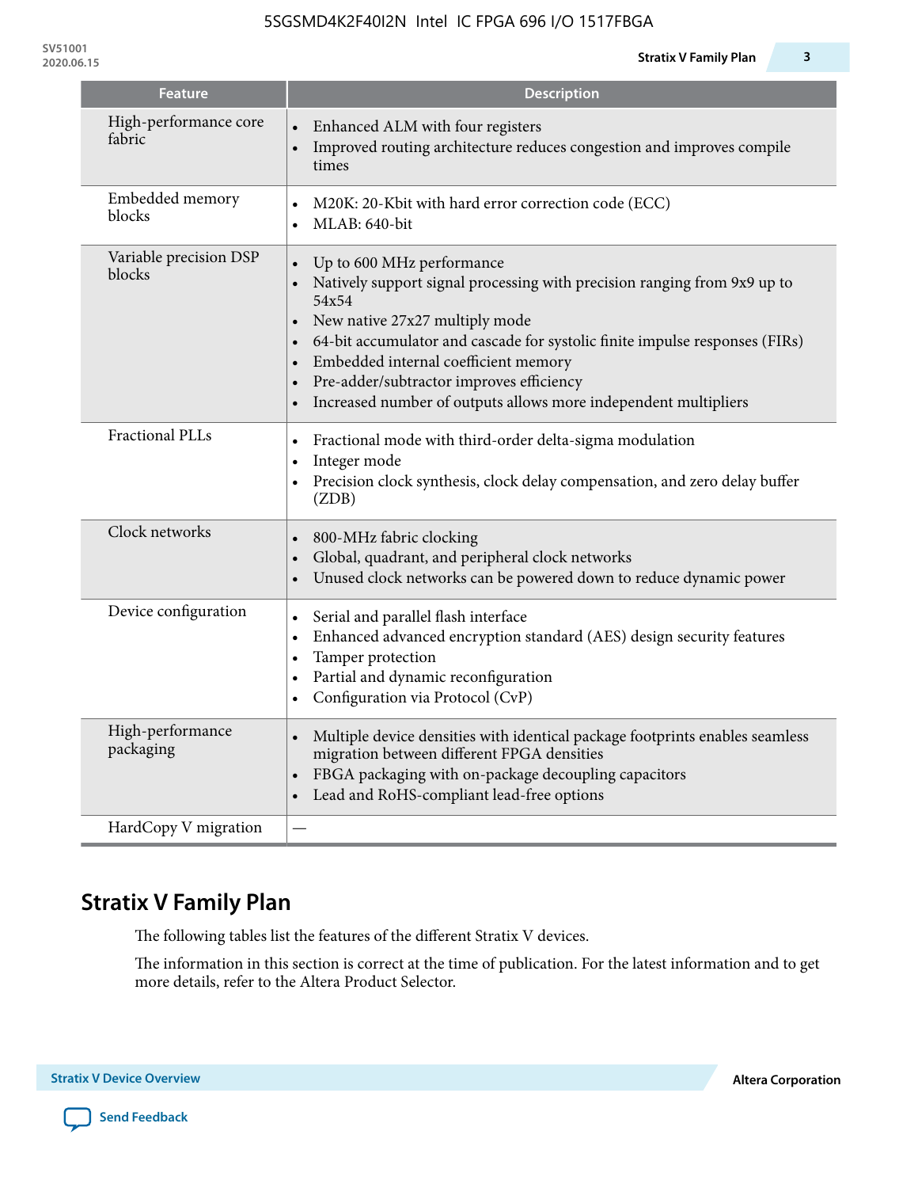| Feature | Description |
| --- | --- |
| High-performance core fabric | • Enhanced ALM with four registers<br>• Improved routing architecture reduces congestion and improves compile times |
| Embedded memory blocks | • M20K: 20-Kbit with hard error correction code (ECC)<br>• MLAB: 640-bit |
| Variable precision DSP blocks | • Up to 600 MHz performance<br>• Natively support signal processing with precision ranging from 9x9 up to 54x54<br>• New native 27x27 multiply mode<br>• 64-bit accumulator and cascade for systolic finite impulse responses (FIRs)<br>• Embedded internal coefficient memory<br>• Pre-adder/subtractor improves efficiency<br>• Increased number of outputs allows more independent multipliers |
| Fractional PLLs | • Fractional mode with third-order delta-sigma modulation<br>• Integer mode<br>• Precision clock synthesis, clock delay compensation, and zero delay buffer (ZDB) |
| Clock networks | • 800-MHz fabric clocking<br>• Global, quadrant, and peripheral clock networks<br>• Unused clock networks can be powered down to reduce dynamic power |
| Device configuration | • Serial and parallel flash interface<br>• Enhanced advanced encryption standard (AES) design security features<br>• Tamper protection<br>• Partial and dynamic reconfiguration<br>• Configuration via Protocol (CvP) |
| High-performance packaging | • Multiple device densities with identical package footprints enables seamless migration between different FPGA densities<br>• FBGA packaging with on-package decoupling capacitors<br>• Lead and RoHS-compliant lead-free options |
| HardCopy V migration | — |

## Stratix V Family Plan

The following tables list the features of the different Stratix V devices.

The information in this section is correct at the time of publication. For the latest information and to get more details, refer to the Altera Product Selector.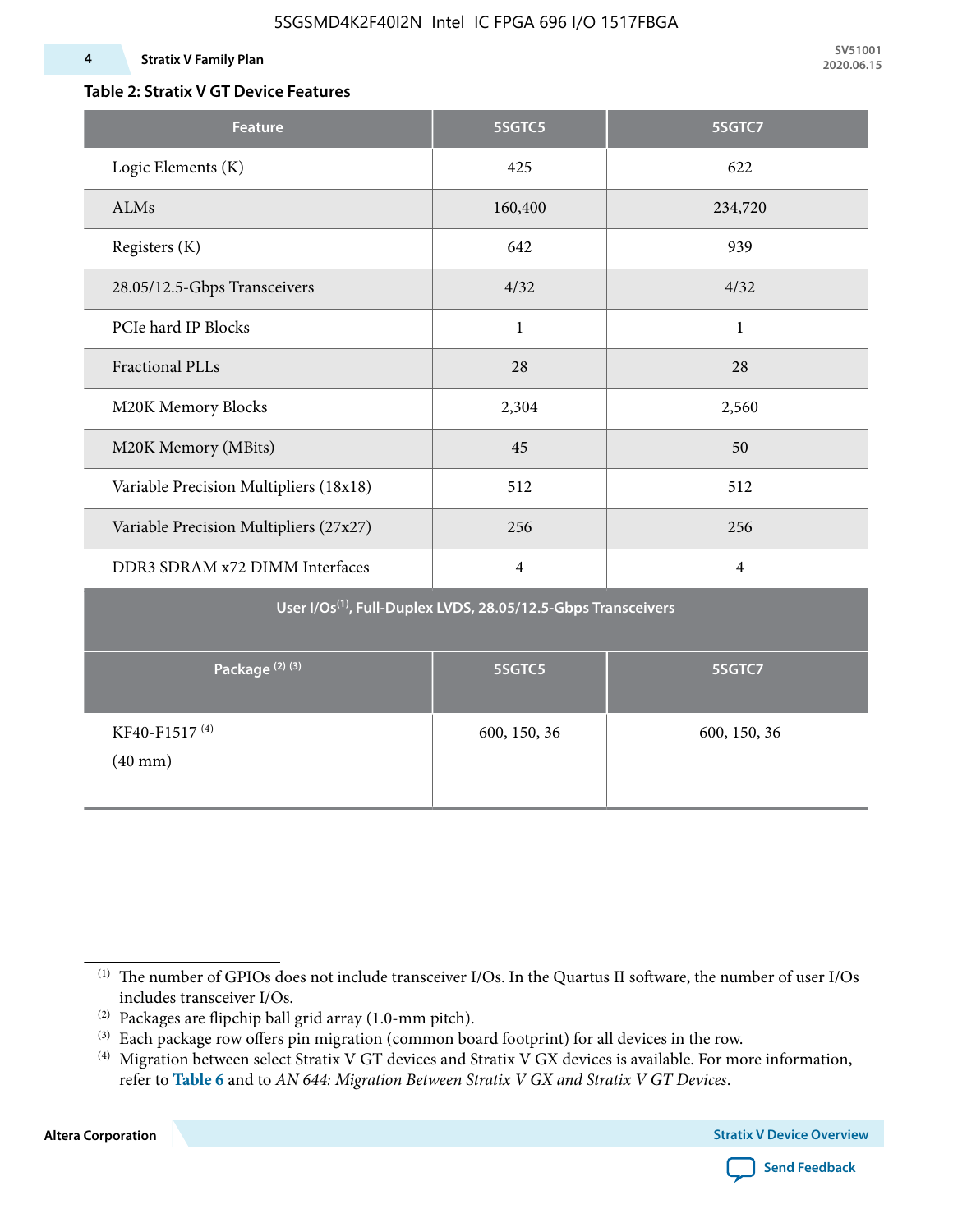### Table 2: Stratix V GT Device Features

| Feature | 5SGTC5 | 5SGTC7 |
|---|---|---|
| Logic Elements (K) | 425 | 622 |
| ALMs | 160,400 | 234,720 |
| Registers (K) | 642 | 939 |
| 28.05/12.5-Gbps Transceivers | 4/32 | 4/32 |
| PCIe hard IP Blocks | 1 | 1 |
| Fractional PLLs | 28 | 28 |
| M20K Memory Blocks | 2,304 | 2,560 |
| M20K Memory (MBits) | 45 | 50 |
| Variable Precision Multipliers (18x18) | 512 | 512 |
| Variable Precision Multipliers (27x27) | 256 | 256 |
| DDR3 SDRAM x72 DIMM Interfaces | 4 | 4 |
| **User I/Os[(1)], Full-Duplex LVDS, 28.05/12.5-Gbps Transceivers** | | |
| **Package [(2) (3)]** | **5SGTC5** | **5SGTC7** |
| KF40-F1517 [(4)] (40 mm) | 600, 150, 36 | 600, 150, 36 |

(1) The number of GPIOs does not include transceiver I/Os. In the Quartus II software, the number of user I/Os includes transceiver I/Os.

(2) Packages are flipchip ball grid array (1.0-mm pitch).

(3) Each package row offers pin migration (common board footprint) for all devices in the row.

(4) Migration between select Stratix V GT devices and Stratix V GX devices is available. For more information, refer to **Table 6** and to *AN 644: Migration Between Stratix V GX and Stratix V GT Devices*.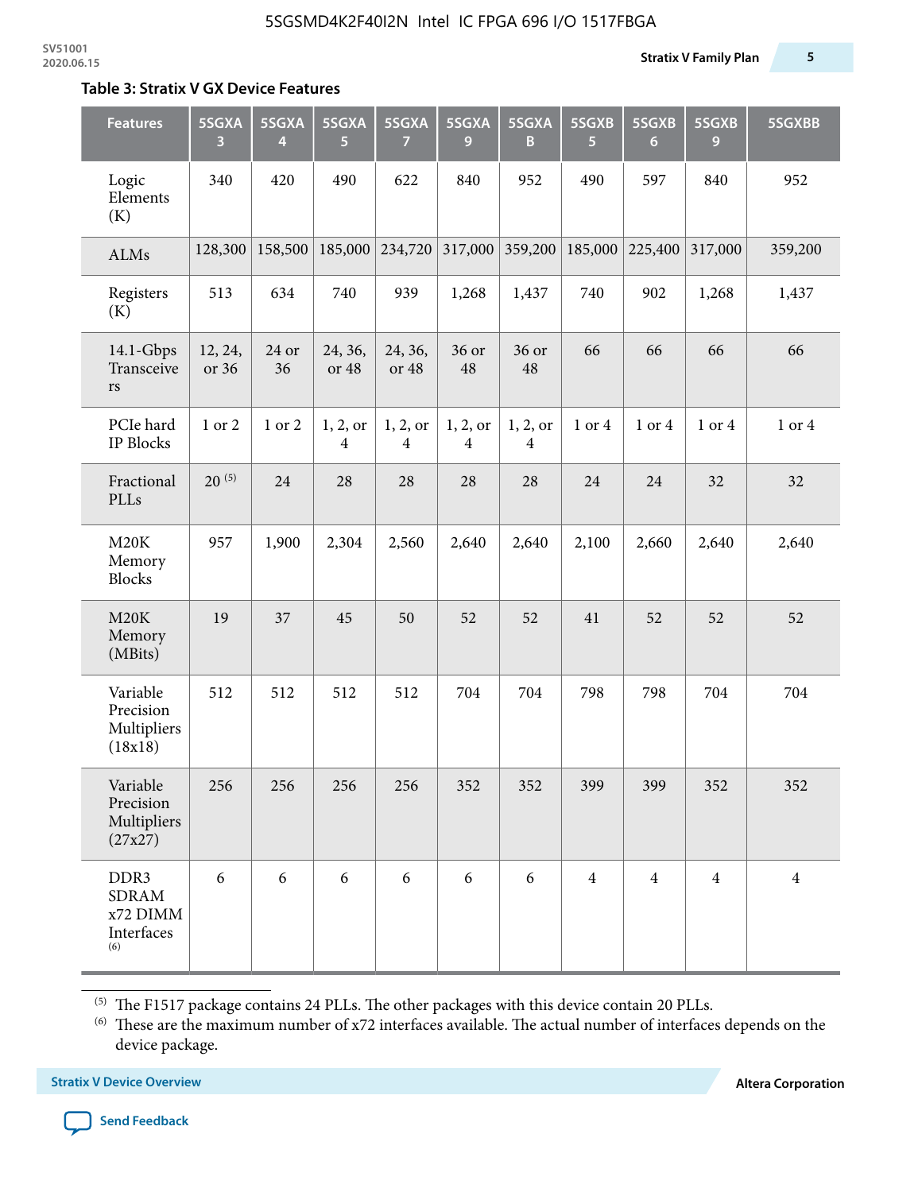## Table 3: Stratix V GX Device Features

| Features | 5SGXA 3 | 5SGXA 4 | 5SGXA 5 | 5SGXA 7 | 5SGXA 9 | 5SGXA B | 5SGXB 5 | 5SGXB 6 | 5SGXB 9 | 5SGXBB |
|---|---|---|---|---|---|---|---|---|---|---|
| Logic Elements (K) | 340 | 420 | 490 | 622 | 840 | 952 | 490 | 597 | 840 | 952 |
| ALMs | 128,300 | 158,500 | 185,000 | 234,720 | 317,000 | 359,200 | 185,000 | 225,400 | 317,000 | 359,200 |
| Registers (K) | 513 | 634 | 740 | 939 | 1,268 | 1,437 | 740 | 902 | 1,268 | 1,437 |
| 14.1-Gbps Transceivers | 12, 24, or 36 | 24 or 36 | 24, 36, or 48 | 24, 36, or 48 | 36 or 48 | 36 or 48 | 66 | 66 | 66 | 66 |
| PCIe hard IP Blocks | 1 or 2 | 1 or 2 | 1, 2, or 4 | 1, 2, or 4 | 1, 2, or 4 | 1, 2, or 4 | 1 or 4 | 1 or 4 | 1 or 4 | 1 or 4 |
| Fractional PLLs | 20 [5] | 24 | 28 | 28 | 28 | 28 | 24 | 24 | 32 | 32 |
| M20K Memory Blocks | 957 | 1,900 | 2,304 | 2,560 | 2,640 | 2,640 | 2,100 | 2,660 | 2,640 | 2,640 |
| M20K Memory (MBits) | 19 | 37 | 45 | 50 | 52 | 52 | 41 | 52 | 52 | 52 |
| Variable Precision Multipliers (18x18) | 512 | 512 | 512 | 512 | 704 | 704 | 798 | 798 | 704 | 704 |
| Variable Precision Multipliers (27x27) | 256 | 256 | 256 | 256 | 352 | 352 | 399 | 399 | 352 | 352 |
| DDR3 SDRAM x72 DIMM Interfaces [6] | 6 | 6 | 6 | 6 | 6 | 6 | 4 | 4 | 4 | 4 |

[5] The F1517 package contains 24 PLLs. The other packages with this device contain 20 PLLs.

[6] These are the maximum number of x72 interfaces available. The actual number of interfaces depends on the device package.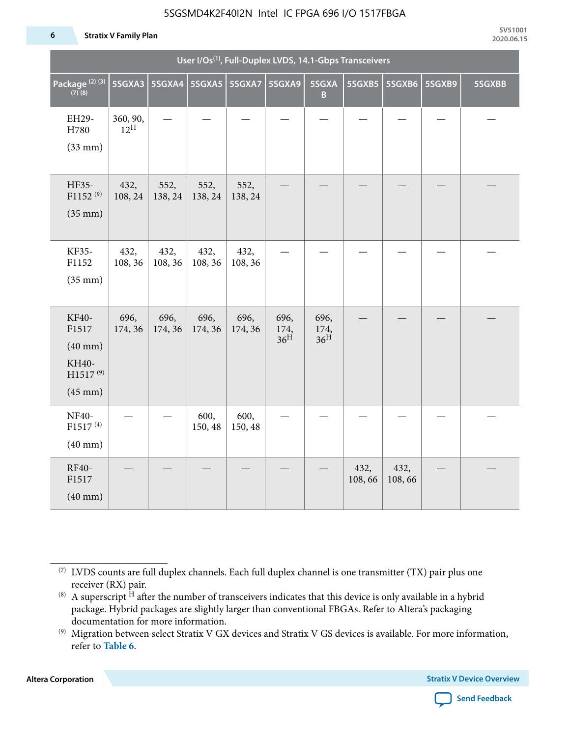| User I/Os[1], Full-Duplex LVDS, 14.1-Gbps Transceivers | | | | | | | | | | |
|---|---|---|---|---|---|---|---|---|---|---|
| Package [2] [3] [7] [8] | 5SGXA3 | 5SGXA4 | 5SGXA5 | 5SGXA7 | 5SGXA9 | 5SGXA B | 5SGXB5 | 5SGXB6 | 5SGXB9 | 5SGXBB |
| EH29-H780 (33 mm) | 360, 90, 12[H] | — | — | — | — | — | — | — | — | — |
| HF35-F1152 [9] (35 mm) | 432, 108, 24 | 552, 138, 24 | 552, 138, 24 | 552, 138, 24 | — | — | — | — | — | — |
| KF35-F1152 (35 mm) | 432, 108, 36 | 432, 108, 36 | 432, 108, 36 | 432, 108, 36 | — | — | — | — | — | — |
| KF40-F1517 (40 mm) KH40-H1517 [9] (45 mm) | 696, 174, 36 | 696, 174, 36 | 696, 174, 36 | 696, 174, 36 | 696, 174, 36[H] | 696, 174, 36[H] | — | — | — | — |
| NF40-F1517 [4] (40 mm) | — | — | 600, 150, 48 | 600, 150, 48 | — | — | — | — | — | — |
| RF40-F1517 (40 mm) | — | — | — | — | — | — | 432, 108, 66 | 432, 108, 66 | — | — |

[7] LVDS counts are full duplex channels. Each full duplex channel is one transmitter (TX) pair plus one receiver (RX) pair.

[8] A superscript H after the number of transceivers indicates that this device is only available in a hybrid package. Hybrid packages are slightly larger than conventional FBGAs. Refer to Altera's packaging documentation for more information.

[9] Migration between select Stratix V GX devices and Stratix V GS devices is available. For more information, refer to **Table 6**.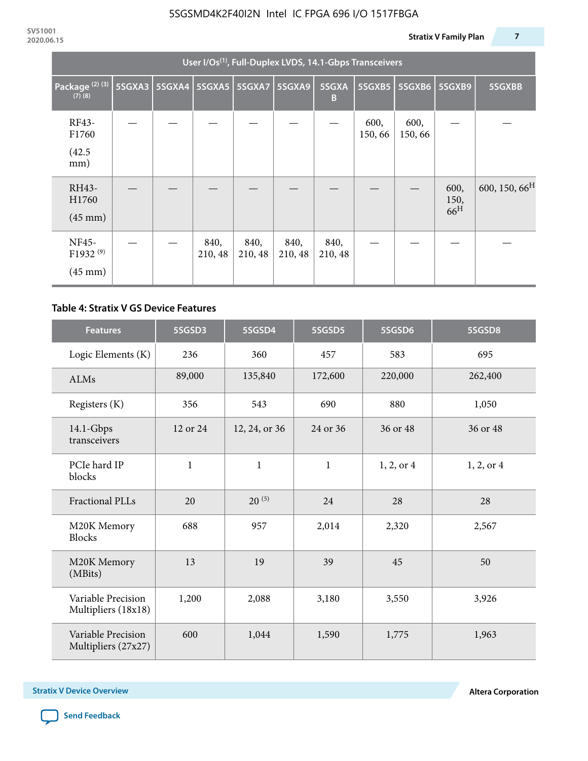| User I/Os[1], Full-Duplex LVDS, 14.1-Gbps Transceivers | | | | | | | | | | |
|---|---|---|---|---|---|---|---|---|---|---|
| Package [2] [3] [7] [8] | 5SGXA3 | 5SGXA4 | 5SGXA5 | 5SGXA7 | 5SGXA9 | 5SGXAB | 5SGXB5 | 5SGXB6 | 5SGXB9 | 5SGXBB |
| RF43-F1760 (42.5 mm) | — | — | — | — | — | — | 600, 150, 66 | 600, 150, 66 | — | — |
| RH43-H1760 (45 mm) | — | — | — | — | — | — | — | — | 600, 150, 66[H] | 600, 150, 66[H] |
| NF45-F1932 [9] (45 mm) | — | — | 840, 210, 48 | 840, 210, 48 | 840, 210, 48 | 840, 210, 48 | — | — | — | — |

**Table 4: Stratix V GS Device Features**

| Features | 5SGSD3 | 5SGSD4 | 5SGSD5 | 5SGSD6 | 5SGSD8 |
|---|---|---|---|---|---|
| Logic Elements (K) | 236 | 360 | 457 | 583 | 695 |
| ALMs | 89,000 | 135,840 | 172,600 | 220,000 | 262,400 |
| Registers (K) | 356 | 543 | 690 | 880 | 1,050 |
| 14.1-Gbps transceivers | 12 or 24 | 12, 24, or 36 | 24 or 36 | 36 or 48 | 36 or 48 |
| PCIe hard IP blocks | 1 | 1 | 1 | 1, 2, or 4 | 1, 2, or 4 |
| Fractional PLLs | 20 | 20 [5] | 24 | 28 | 28 |
| M20K Memory Blocks | 688 | 957 | 2,014 | 2,320 | 2,567 |
| M20K Memory (MBits) | 13 | 19 | 39 | 45 | 50 |
| Variable Precision Multipliers (18x18) | 1,200 | 2,088 | 3,180 | 3,550 | 3,926 |
| Variable Precision Multipliers (27x27) | 600 | 1,044 | 1,590 | 1,775 | 1,963 |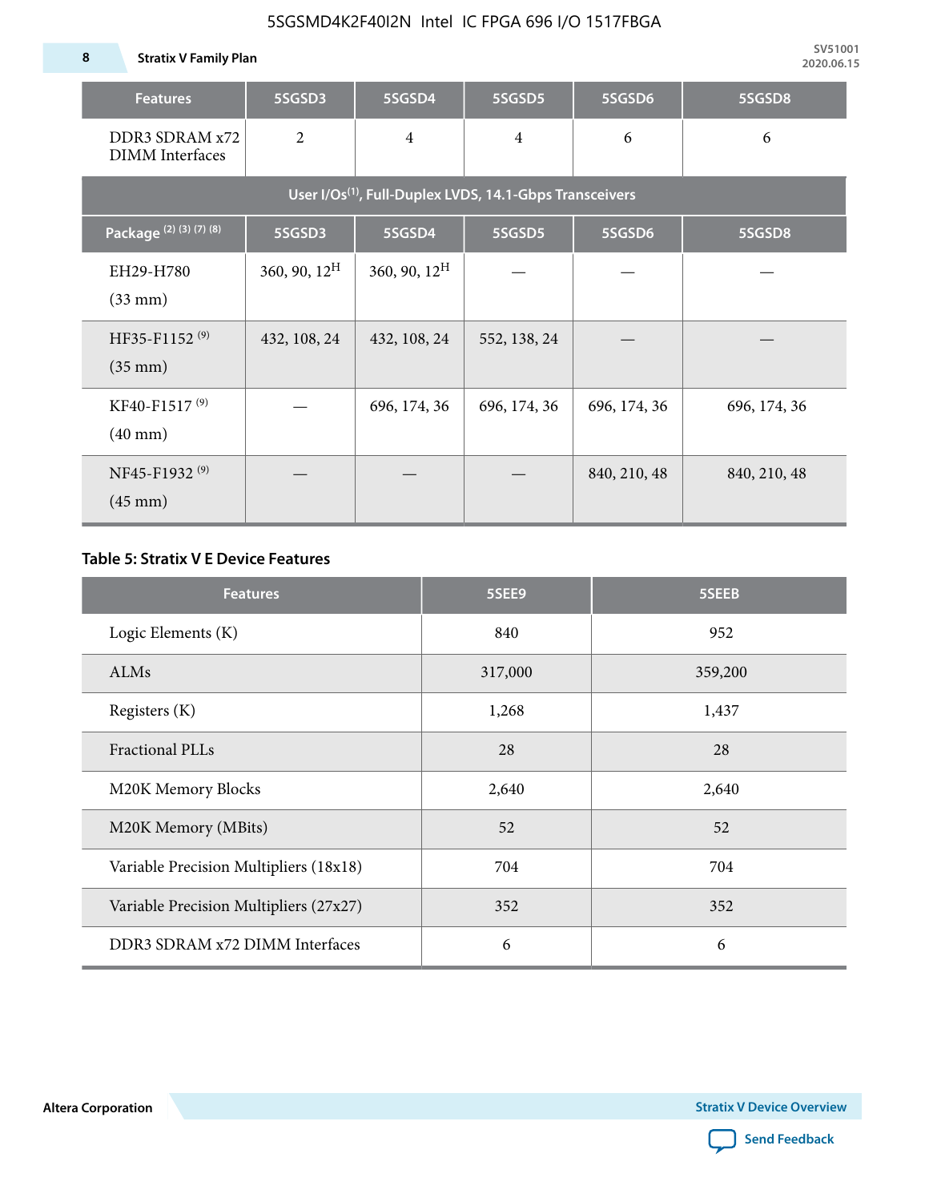| Features | 5SGSD3 | 5SGSD4 | 5SGSD5 | 5SGSD6 | 5SGSD8 |
|---|---|---|---|---|---|
| DDR3 SDRAM x72 DIMM Interfaces | 2 | 4 | 4 | 6 | 6 |
| **User I/Os[(1)], Full-Duplex LVDS, 14.1-Gbps Transceivers** | | | | | |
| **Package [(2) (3) (7) (8)]** | **5SGSD3** | **5SGSD4** | **5SGSD5** | **5SGSD6** | **5SGSD8** |
| EH29-H780 (33 mm) | 360, 90, 12[H] | 360, 90, 12[H] | — | — | — |
| HF35-F1152 [(9)] (35 mm) | 432, 108, 24 | 432, 108, 24 | 552, 138, 24 | — | — |
| KF40-F1517 [(9)] (40 mm) | — | 696, 174, 36 | 696, 174, 36 | 696, 174, 36 | 696, 174, 36 |
| NF45-F1932 [(9)] (45 mm) | — | — | — | 840, 210, 48 | 840, 210, 48 |

**Table 5: Stratix V E Device Features**

| Features | 5SEE9 | 5SEEB |
|---|---|---|
| Logic Elements (K) | 840 | 952 |
| ALMs | 317,000 | 359,200 |
| Registers (K) | 1,268 | 1,437 |
| Fractional PLLs | 28 | 28 |
| M20K Memory Blocks | 2,640 | 2,640 |
| M20K Memory (MBits) | 52 | 52 |
| Variable Precision Multipliers (18x18) | 704 | 704 |
| Variable Precision Multipliers (27x27) | 352 | 352 |
| DDR3 SDRAM x72 DIMM Interfaces | 6 | 6 |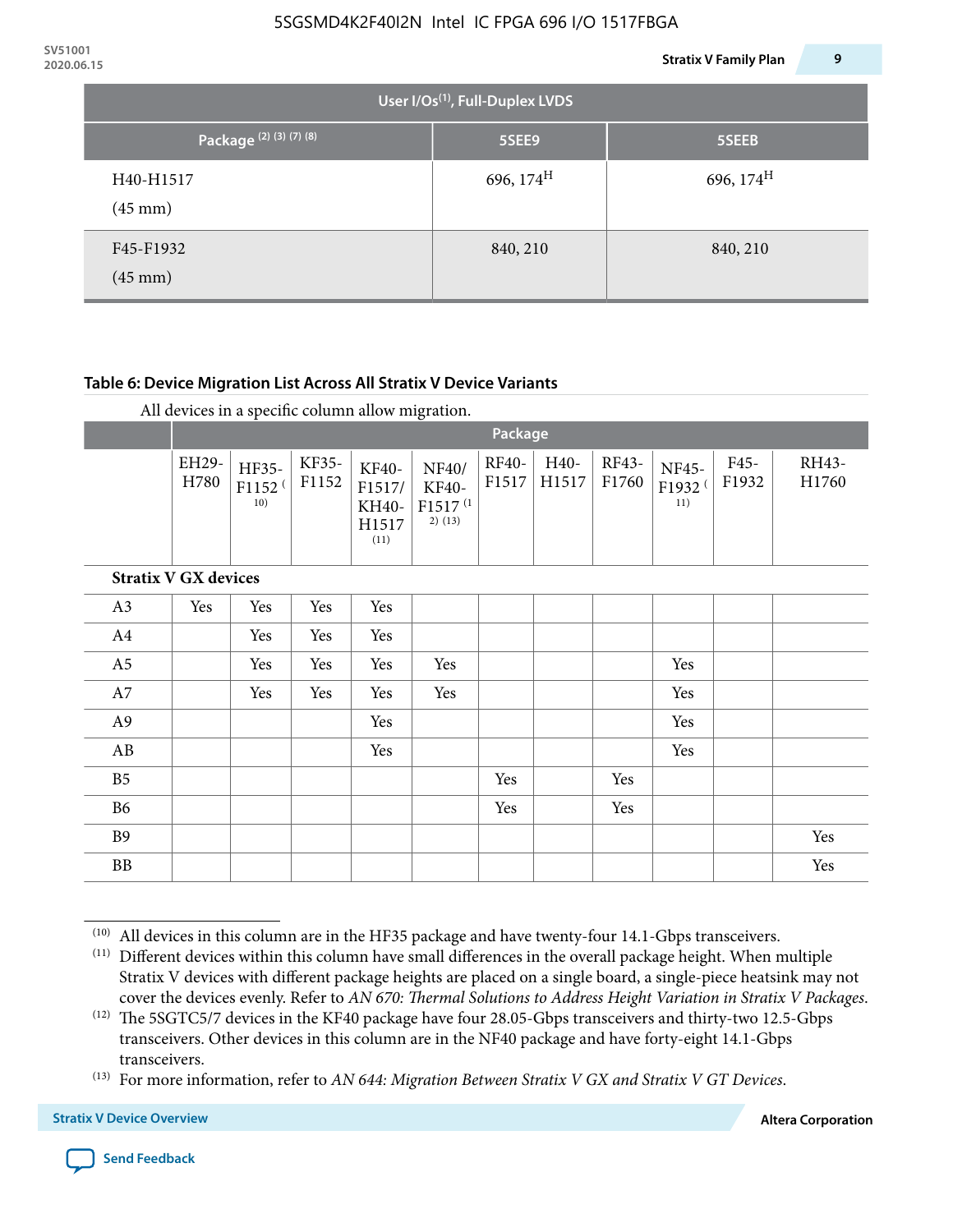| User I/Os(1), Full-Duplex LVDS | | |
|---|---|---|
| Package (2) (3) (7) (8) | 5SEE9 | 5SEEB |
| H40-H1517 (45 mm) | 696, 174[H] | 696, 174[H] |
| F45-F1932 (45 mm) | 840, 210 | 840, 210 |

**Table 6: Device Migration List Across All Stratix V Device Variants**

All devices in a specific column allow migration.

| | Package | | | | | | | | | | |
|---|---|---|---|---|---|---|---|---|---|---|---|
| | EH29-H780 | HF35-F1152 (10) | KF35-F1152 | KF40-F1517/ KH40-H1517 (11) | NF40/ KF40-F1517 (12) (13) | RF40-F1517 | H40-H1517 | RF43-F1760 | NF45-F1932 (11) | F45-F1932 | RH43-H1760 |
| **Stratix V GX devices** | | | | | | | | | | | |
| A3 | Yes | Yes | Yes | Yes | | | | | | | |
| A4 | | Yes | Yes | Yes | | | | | | | |
| A5 | | Yes | Yes | Yes | Yes | | | | Yes | | |
| A7 | | Yes | Yes | Yes | Yes | | | | Yes | | |
| A9 | | | | Yes | | | | | Yes | | |
| AB | | | | Yes | | | | | Yes | | |
| B5 | | | | | | Yes | | Yes | | | |
| B6 | | | | | | Yes | | Yes | | | |
| B9 | | | | | | | | | | | Yes |
| BB | | | | | | | | | | | Yes |

(10) All devices in this column are in the HF35 package and have twenty-four 14.1-Gbps transceivers.

(11) Different devices within this column have small differences in the overall package height. When multiple Stratix V devices with different package heights are placed on a single board, a single-piece heatsink may not cover the devices evenly. Refer to *AN 670: Thermal Solutions to Address Height Variation in Stratix V Packages*.

(12) The 5SGTC5/7 devices in the KF40 package have four 28.05-Gbps transceivers and thirty-two 12.5-Gbps transceivers. Other devices in this column are in the NF40 package and have forty-eight 14.1-Gbps transceivers.

(13) For more information, refer to *AN 644: Migration Between Stratix V GX and Stratix V GT Devices*.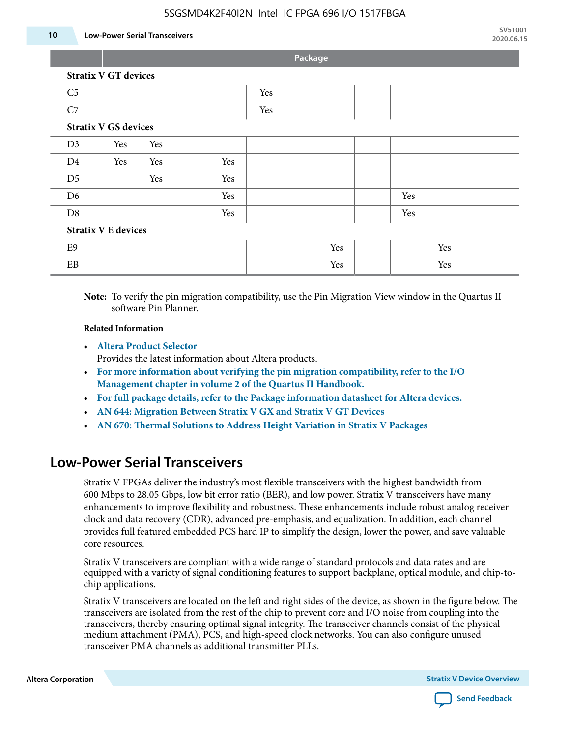| | Package | | | | | | | | | | |
|---|---|---|---|---|---|---|---|---|---|---|---|
| **Stratix V GT devices** | | | | | | | | | | | |
| C5 | | | | | Yes | | | | | | |
| C7 | | | | | Yes | | | | | | |
| **Stratix V GS devices** | | | | | | | | | | | |
| D3 | Yes | Yes | | | | | | | | | |
| D4 | Yes | Yes | | Yes | | | | | | | |
| D5 | | Yes | | Yes | | | | | | | |
| D6 | | | | Yes | | | | | Yes | | |
| D8 | | | | Yes | | | | | Yes | | |
| **Stratix V E devices** | | | | | | | | | | | |
| E9 | | | | | | | Yes | | | Yes | |
| EB | | | | | | | Yes | | | Yes | |

**Note:** To verify the pin migration compatibility, use the Pin Migration View window in the Quartus II software Pin Planner.

**Related Information**

- **Altera Product Selector**
  Provides the latest information about Altera products.
- **For more information about verifying the pin migration compatibility, refer to the I/O Management chapter in volume 2 of the Quartus II Handbook.**
- **For full package details, refer to the Package information datasheet for Altera devices.**
- **AN 644: Migration Between Stratix V GX and Stratix V GT Devices**
- **AN 670: Thermal Solutions to Address Height Variation in Stratix V Packages**

## Low-Power Serial Transceivers

Stratix V FPGAs deliver the industry's most flexible transceivers with the highest bandwidth from 600 Mbps to 28.05 Gbps, low bit error ratio (BER), and low power. Stratix V transceivers have many enhancements to improve flexibility and robustness. These enhancements include robust analog receiver clock and data recovery (CDR), advanced pre-emphasis, and equalization. In addition, each channel provides full featured embedded PCS hard IP to simplify the design, lower the power, and save valuable core resources.

Stratix V transceivers are compliant with a wide range of standard protocols and data rates and are equipped with a variety of signal conditioning features to support backplane, optical module, and chip-to-chip applications.

Stratix V transceivers are located on the left and right sides of the device, as shown in the figure below. The transceivers are isolated from the rest of the chip to prevent core and I/O noise from coupling into the transceivers, thereby ensuring optimal signal integrity. The transceiver channels consist of the physical medium attachment (PMA), PCS, and high-speed clock networks. You can also configure unused transceiver PMA channels as additional transmitter PLLs.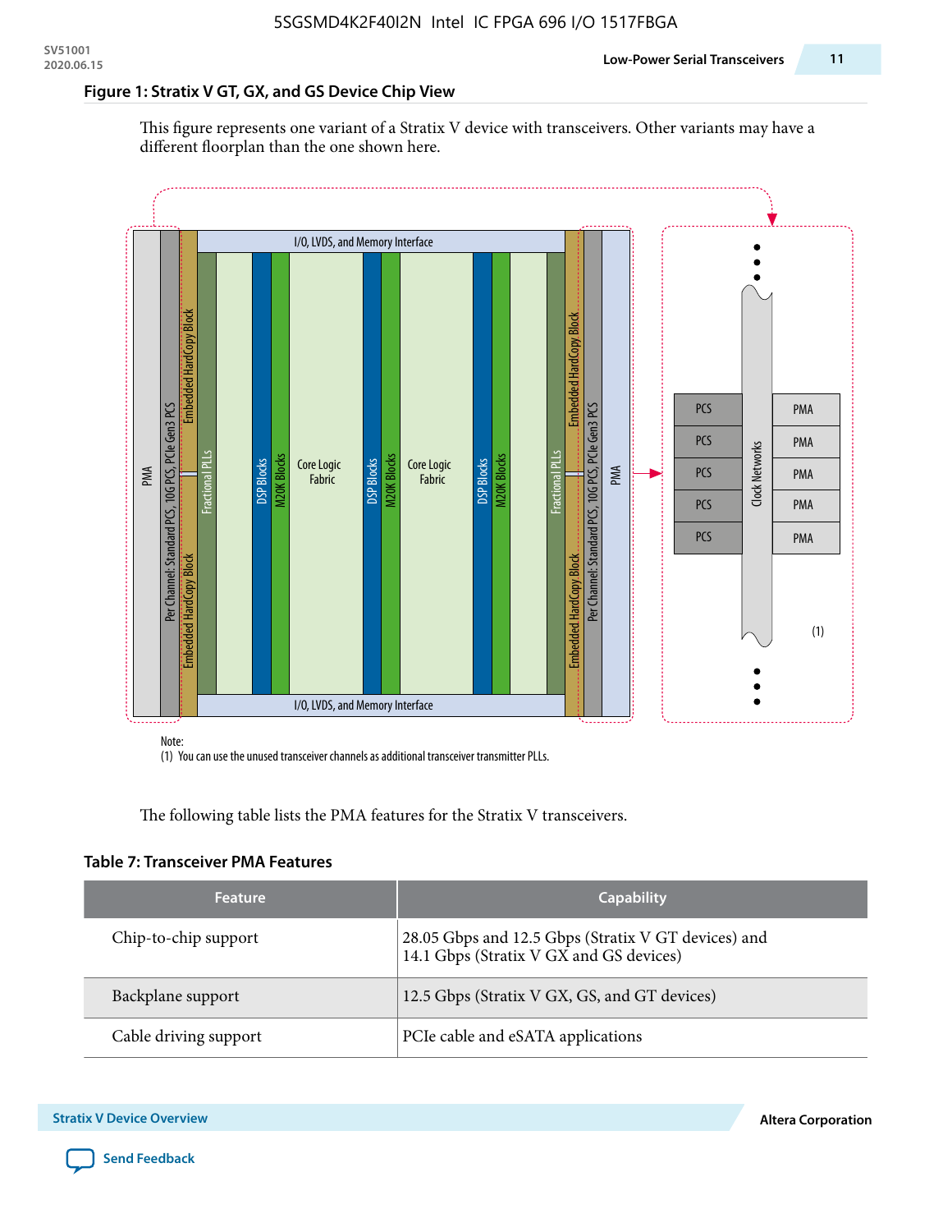### Figure 1: Stratix V GT, GX, and GS Device Chip View

This figure represents one variant of a Stratix V device with transceivers. Other variants may have a different floorplan than the one shown here.

Note:
(1) You can use the unused transceiver channels as additional transceiver transmitter PLLs.

The following table lists the PMA features for the Stratix V transceivers.

### Table 7: Transceiver PMA Features

| Feature | Capability |
| --- | --- |
| Chip-to-chip support | 28.05 Gbps and 12.5 Gbps (Stratix V GT devices) and 14.1 Gbps (Stratix V GX and GS devices) |
| Backplane support | 12.5 Gbps (Stratix V GX, GS, and GT devices) |
| Cable driving support | PCIe cable and eSATA applications |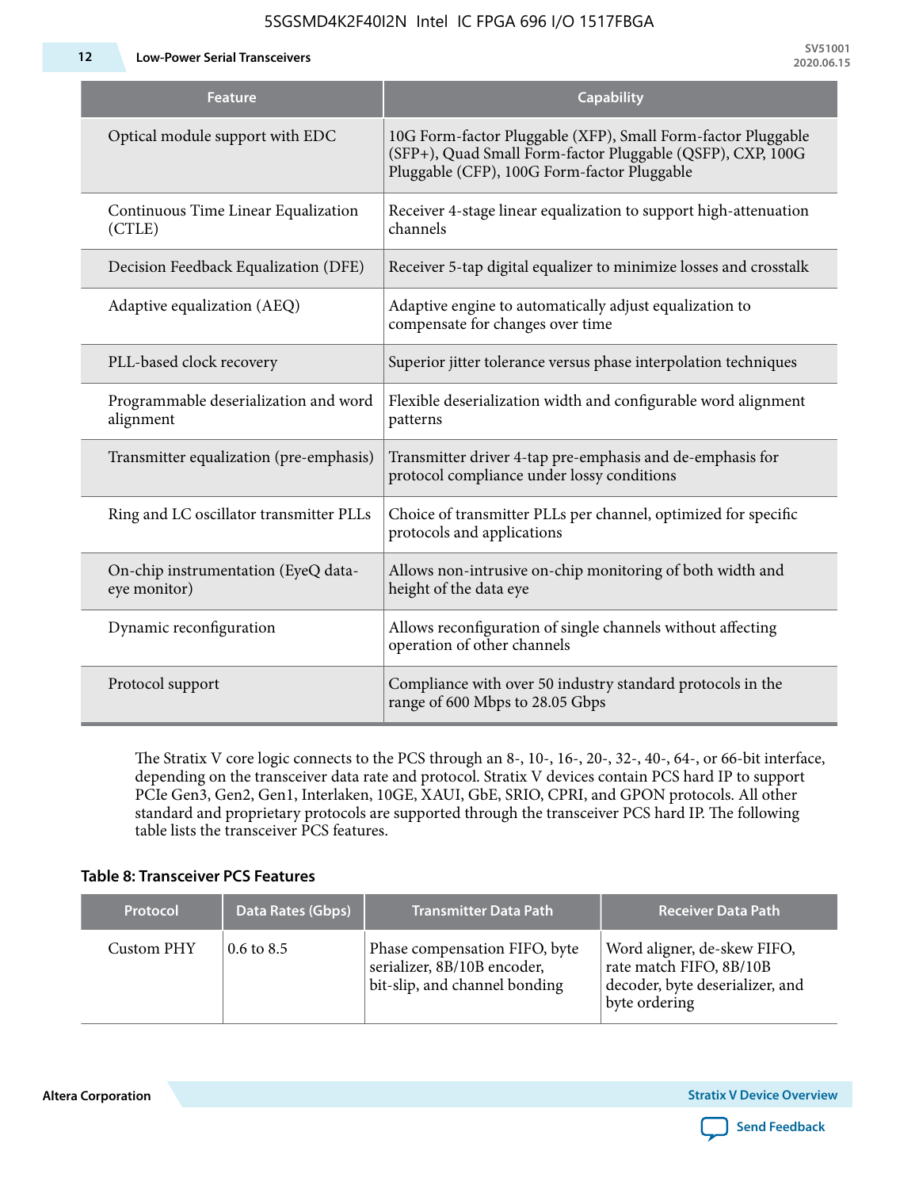| Feature | Capability |
|---|---|
| Optical module support with EDC | 10G Form-factor Pluggable (XFP), Small Form-factor Pluggable (SFP+), Quad Small Form-factor Pluggable (QSFP), CXP, 100G Pluggable (CFP), 100G Form-factor Pluggable |
| Continuous Time Linear Equalization (CTLE) | Receiver 4-stage linear equalization to support high-attenuation channels |
| Decision Feedback Equalization (DFE) | Receiver 5-tap digital equalizer to minimize losses and crosstalk |
| Adaptive equalization (AEQ) | Adaptive engine to automatically adjust equalization to compensate for changes over time |
| PLL-based clock recovery | Superior jitter tolerance versus phase interpolation techniques |
| Programmable deserialization and word alignment | Flexible deserialization width and configurable word alignment patterns |
| Transmitter equalization (pre-emphasis) | Transmitter driver 4-tap pre-emphasis and de-emphasis for protocol compliance under lossy conditions |
| Ring and LC oscillator transmitter PLLs | Choice of transmitter PLLs per channel, optimized for specific protocols and applications |
| On-chip instrumentation (EyeQ data-eye monitor) | Allows non-intrusive on-chip monitoring of both width and height of the data eye |
| Dynamic reconfiguration | Allows reconfiguration of single channels without affecting operation of other channels |
| Protocol support | Compliance with over 50 industry standard protocols in the range of 600 Mbps to 28.05 Gbps |

The Stratix V core logic connects to the PCS through an 8-, 10-, 16-, 20-, 32-, 40-, 64-, or 66-bit interface, depending on the transceiver data rate and protocol. Stratix V devices contain PCS hard IP to support PCIe Gen3, Gen2, Gen1, Interlaken, 10GE, XAUI, GbE, SRIO, CPRI, and GPON protocols. All other standard and proprietary protocols are supported through the transceiver PCS hard IP. The following table lists the transceiver PCS features.

**Table 8: Transceiver PCS Features**

| Protocol | Data Rates (Gbps) | Transmitter Data Path | Receiver Data Path |
|---|---|---|---|
| Custom PHY | 0.6 to 8.5 | Phase compensation FIFO, byte serializer, 8B/10B encoder, bit-slip, and channel bonding | Word aligner, de-skew FIFO, rate match FIFO, 8B/10B decoder, byte deserializer, and byte ordering |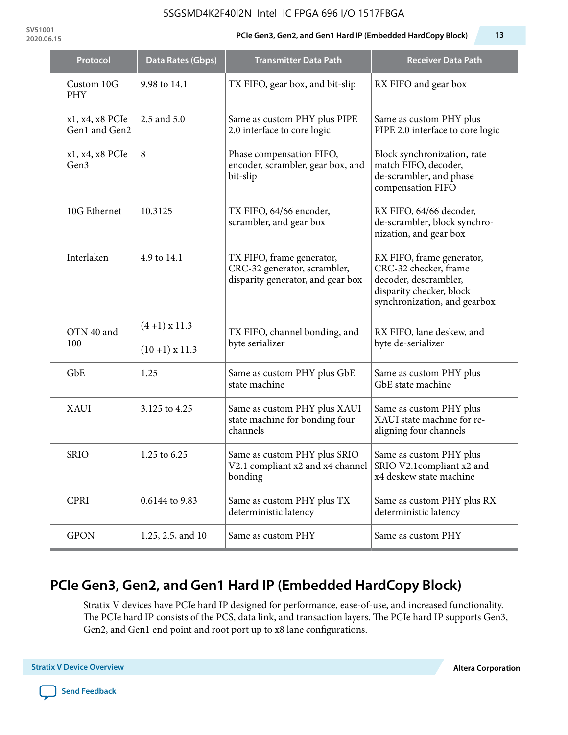| Protocol | Data Rates (Gbps) | Transmitter Data Path | Receiver Data Path |
|---|---|---|---|
| Custom 10G PHY | 9.98 to 14.1 | TX FIFO, gear box, and bit-slip | RX FIFO and gear box |
| x1, x4, x8 PCIe Gen1 and Gen2 | 2.5 and 5.0 | Same as custom PHY plus PIPE 2.0 interface to core logic | Same as custom PHY plus PIPE 2.0 interface to core logic |
| x1, x4, x8 PCIe Gen3 | 8 | Phase compensation FIFO, encoder, scrambler, gear box, and bit-slip | Block synchronization, rate match FIFO, decoder, de-scrambler, and phase compensation FIFO |
| 10G Ethernet | 10.3125 | TX FIFO, 64/66 encoder, scrambler, and gear box | RX FIFO, 64/66 decoder, de-scrambler, block synchronization, and gear box |
| Interlaken | 4.9 to 14.1 | TX FIFO, frame generator, CRC-32 generator, scrambler, disparity generator, and gear box | RX FIFO, frame generator, CRC-32 checker, frame decoder, descrambler, disparity checker, block synchronization, and gearbox |
| OTN 40 and 100 | (4 +1) x 11.3 | TX FIFO, channel bonding, and byte serializer | RX FIFO, lane deskew, and byte de-serializer |
| | (10 +1) x 11.3 | | |
| GbE | 1.25 | Same as custom PHY plus GbE state machine | Same as custom PHY plus GbE state machine |
| XAUI | 3.125 to 4.25 | Same as custom PHY plus XAUI state machine for bonding four channels | Same as custom PHY plus XAUI state machine for re-aligning four channels |
| SRIO | 1.25 to 6.25 | Same as custom PHY plus SRIO V2.1 compliant x2 and x4 channel bonding | Same as custom PHY plus SRIO V2.1compliant x2 and x4 deskew state machine |
| CPRI | 0.6144 to 9.83 | Same as custom PHY plus TX deterministic latency | Same as custom PHY plus RX deterministic latency |
| GPON | 1.25, 2.5, and 10 | Same as custom PHY | Same as custom PHY |

## PCIe Gen3, Gen2, and Gen1 Hard IP (Embedded HardCopy Block)

Stratix V devices have PCIe hard IP designed for performance, ease-of-use, and increased functionality. The PCIe hard IP consists of the PCS, data link, and transaction layers. The PCIe hard IP supports Gen3, Gen2, and Gen1 end point and root port up to x8 lane configurations.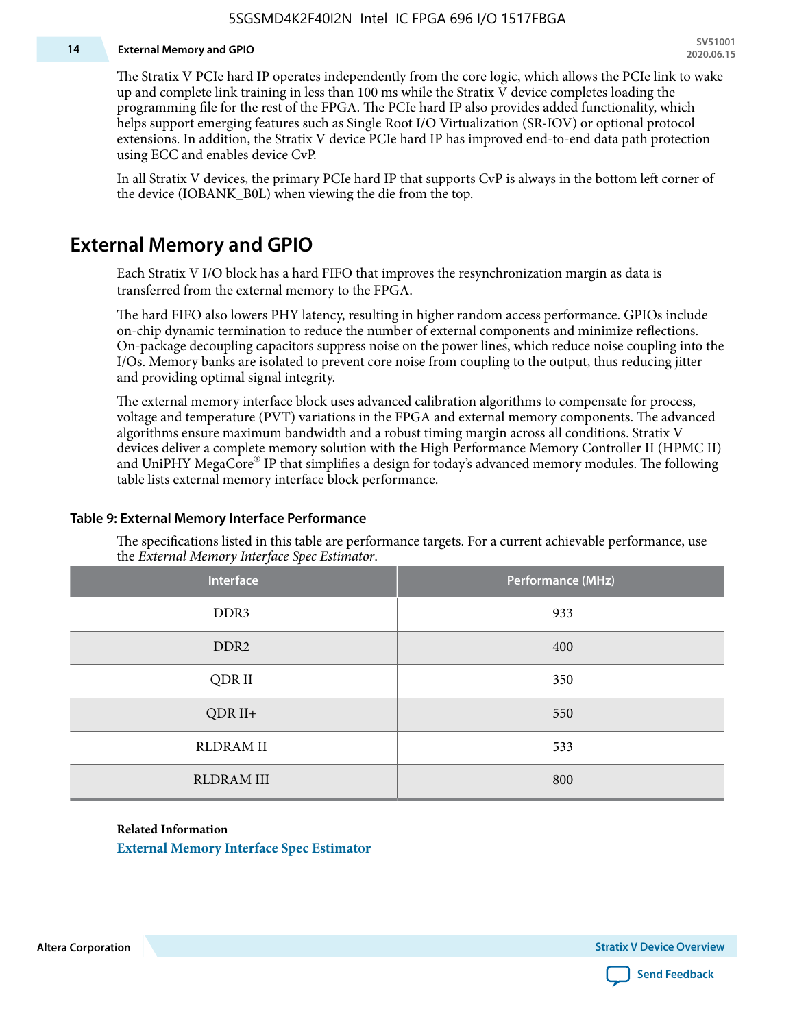The Stratix V PCIe hard IP operates independently from the core logic, which allows the PCIe link to wake up and complete link training in less than 100 ms while the Stratix V device completes loading the programming file for the rest of the FPGA. The PCIe hard IP also provides added functionality, which helps support emerging features such as Single Root I/O Virtualization (SR-IOV) or optional protocol extensions. In addition, the Stratix V device PCIe hard IP has improved end-to-end data path protection using ECC and enables device CvP.

In all Stratix V devices, the primary PCIe hard IP that supports CvP is always in the bottom left corner of the device (IOBANK_B0L) when viewing the die from the top.

## External Memory and GPIO

Each Stratix V I/O block has a hard FIFO that improves the resynchronization margin as data is transferred from the external memory to the FPGA.

The hard FIFO also lowers PHY latency, resulting in higher random access performance. GPIOs include on-chip dynamic termination to reduce the number of external components and minimize reflections. On-package decoupling capacitors suppress noise on the power lines, which reduce noise coupling into the I/Os. Memory banks are isolated to prevent core noise from coupling to the output, thus reducing jitter and providing optimal signal integrity.

The external memory interface block uses advanced calibration algorithms to compensate for process, voltage and temperature (PVT) variations in the FPGA and external memory components. The advanced algorithms ensure maximum bandwidth and a robust timing margin across all conditions. Stratix V devices deliver a complete memory solution with the High Performance Memory Controller II (HPMC II) and UniPHY MegaCore® IP that simplifies a design for today's advanced memory modules. The following table lists external memory interface block performance.

**Table 9: External Memory Interface Performance**

The specifications listed in this table are performance targets. For a current achievable performance, use the *External Memory Interface Spec Estimator*.

| Interface | Performance (MHz) |
| --- | --- |
| DDR3 | 933 |
| DDR2 | 400 |
| QDR II | 350 |
| QDR II+ | 550 |
| RLDRAM II | 533 |
| RLDRAM III | 800 |

**Related Information**

External Memory Interface Spec Estimator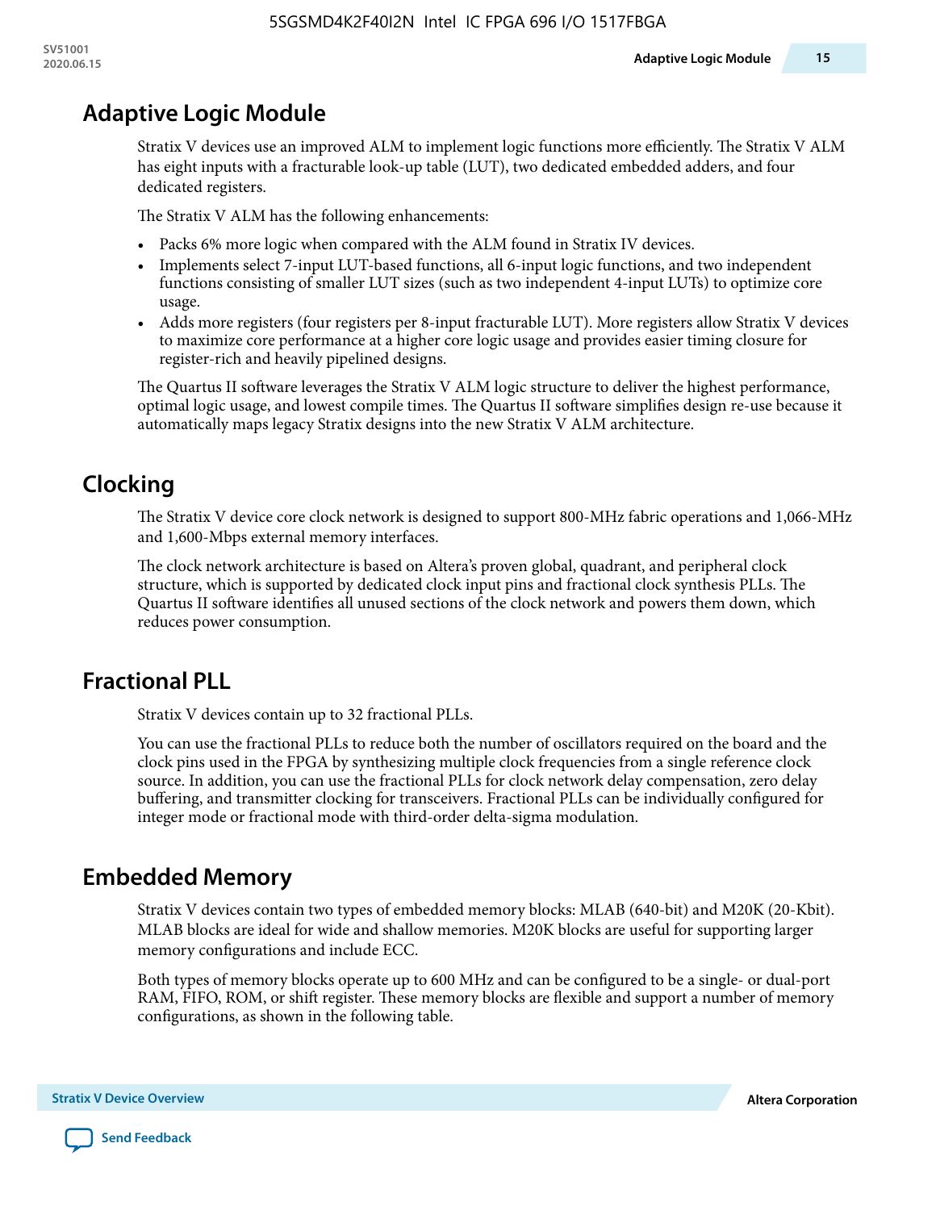## Adaptive Logic Module

Stratix V devices use an improved ALM to implement logic functions more efficiently. The Stratix V ALM has eight inputs with a fracturable look-up table (LUT), two dedicated embedded adders, and four dedicated registers.

The Stratix V ALM has the following enhancements:

- Packs 6% more logic when compared with the ALM found in Stratix IV devices.
- Implements select 7-input LUT-based functions, all 6-input logic functions, and two independent functions consisting of smaller LUT sizes (such as two independent 4-input LUTs) to optimize core usage.
- Adds more registers (four registers per 8-input fracturable LUT). More registers allow Stratix V devices to maximize core performance at a higher core logic usage and provides easier timing closure for register-rich and heavily pipelined designs.

The Quartus II software leverages the Stratix V ALM logic structure to deliver the highest performance, optimal logic usage, and lowest compile times. The Quartus II software simplifies design re-use because it automatically maps legacy Stratix designs into the new Stratix V ALM architecture.

## Clocking

The Stratix V device core clock network is designed to support 800-MHz fabric operations and 1,066-MHz and 1,600-Mbps external memory interfaces.

The clock network architecture is based on Altera's proven global, quadrant, and peripheral clock structure, which is supported by dedicated clock input pins and fractional clock synthesis PLLs. The Quartus II software identifies all unused sections of the clock network and powers them down, which reduces power consumption.

## Fractional PLL

Stratix V devices contain up to 32 fractional PLLs.

You can use the fractional PLLs to reduce both the number of oscillators required on the board and the clock pins used in the FPGA by synthesizing multiple clock frequencies from a single reference clock source. In addition, you can use the fractional PLLs for clock network delay compensation, zero delay buffering, and transmitter clocking for transceivers. Fractional PLLs can be individually configured for integer mode or fractional mode with third-order delta-sigma modulation.

## Embedded Memory

Stratix V devices contain two types of embedded memory blocks: MLAB (640-bit) and M20K (20-Kbit). MLAB blocks are ideal for wide and shallow memories. M20K blocks are useful for supporting larger memory configurations and include ECC.

Both types of memory blocks operate up to 600 MHz and can be configured to be a single- or dual-port RAM, FIFO, ROM, or shift register. These memory blocks are flexible and support a number of memory configurations, as shown in the following table.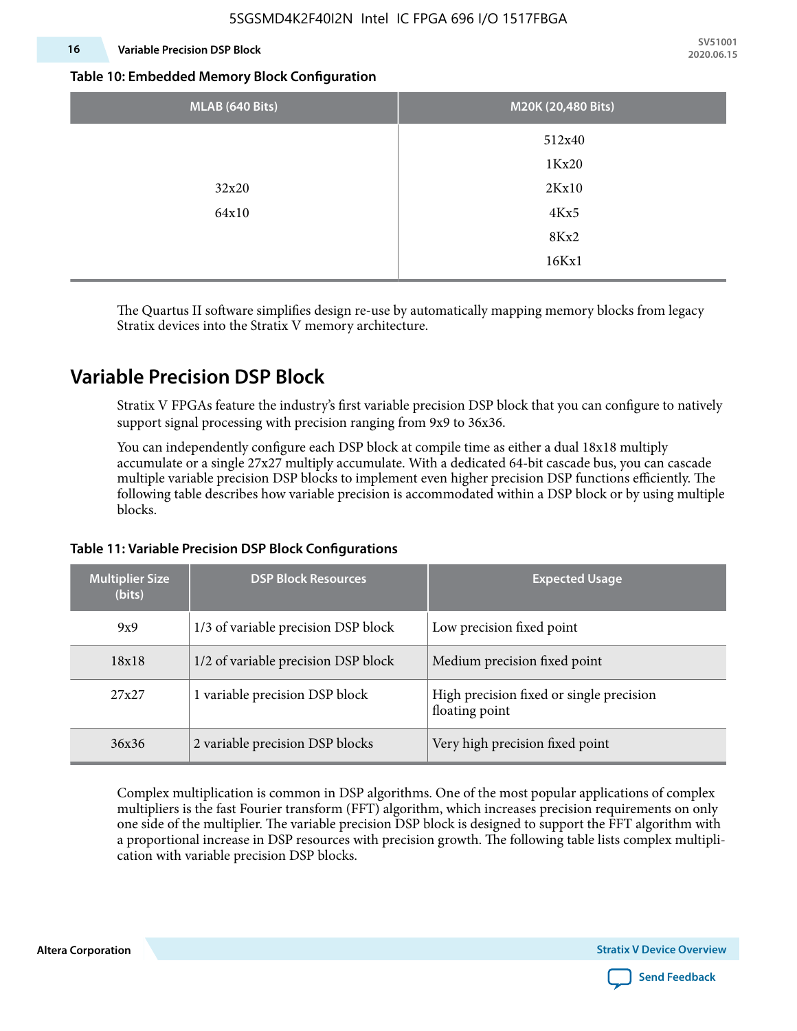**Table 10: Embedded Memory Block Configuration**

| MLAB (640 Bits) | M20K (20,480 Bits) |
|---|---|
| 32x20<br>64x10 | 512x40<br>1Kx20<br>2Kx10<br>4Kx5<br>8Kx2<br>16Kx1 |

The Quartus II software simplifies design re-use by automatically mapping memory blocks from legacy Stratix devices into the Stratix V memory architecture.

## Variable Precision DSP Block

Stratix V FPGAs feature the industry's first variable precision DSP block that you can configure to natively support signal processing with precision ranging from 9x9 to 36x36.

You can independently configure each DSP block at compile time as either a dual 18x18 multiply accumulate or a single 27x27 multiply accumulate. With a dedicated 64-bit cascade bus, you can cascade multiple variable precision DSP blocks to implement even higher precision DSP functions efficiently. The following table describes how variable precision is accommodated within a DSP block or by using multiple blocks.

**Table 11: Variable Precision DSP Block Configurations**

| Multiplier Size (bits) | DSP Block Resources | Expected Usage |
|---|---|---|
| 9x9 | 1/3 of variable precision DSP block | Low precision fixed point |
| 18x18 | 1/2 of variable precision DSP block | Medium precision fixed point |
| 27x27 | 1 variable precision DSP block | High precision fixed or single precision floating point |
| 36x36 | 2 variable precision DSP blocks | Very high precision fixed point |

Complex multiplication is common in DSP algorithms. One of the most popular applications of complex multipliers is the fast Fourier transform (FFT) algorithm, which increases precision requirements on only one side of the multiplier. The variable precision DSP block is designed to support the FFT algorithm with a proportional increase in DSP resources with precision growth. The following table lists complex multiplication with variable precision DSP blocks.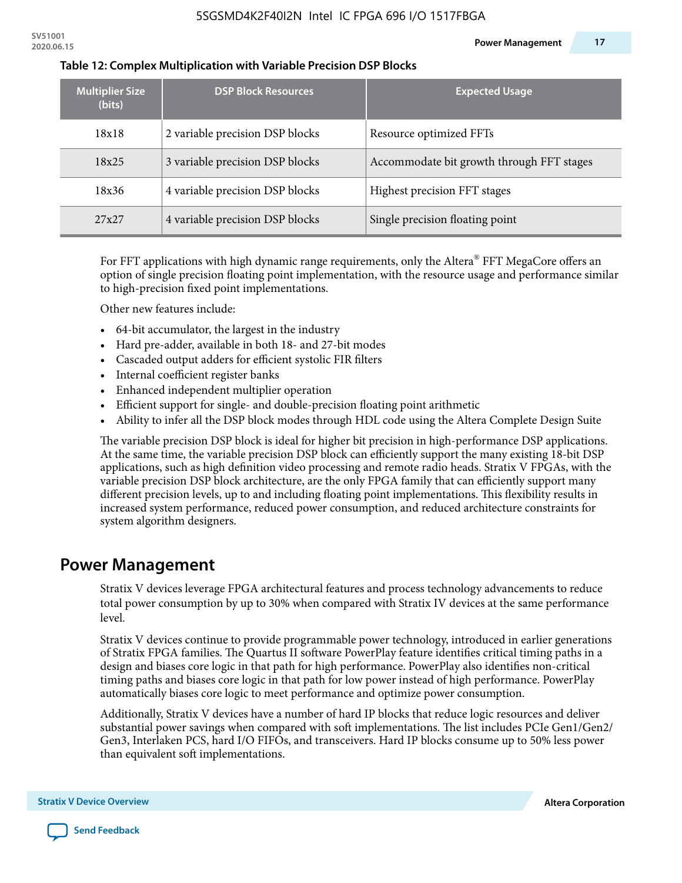**Table 12: Complex Multiplication with Variable Precision DSP Blocks**

| Multiplier Size (bits) | DSP Block Resources | Expected Usage |
|---|---|---|
| 18x18 | 2 variable precision DSP blocks | Resource optimized FFTs |
| 18x25 | 3 variable precision DSP blocks | Accommodate bit growth through FFT stages |
| 18x36 | 4 variable precision DSP blocks | Highest precision FFT stages |
| 27x27 | 4 variable precision DSP blocks | Single precision floating point |

For FFT applications with high dynamic range requirements, only the Altera® FFT MegaCore offers an option of single precision floating point implementation, with the resource usage and performance similar to high-precision fixed point implementations.

Other new features include:

- 64-bit accumulator, the largest in the industry
- Hard pre-adder, available in both 18- and 27-bit modes
- Cascaded output adders for efficient systolic FIR filters
- Internal coefficient register banks
- Enhanced independent multiplier operation
- Efficient support for single- and double-precision floating point arithmetic
- Ability to infer all the DSP block modes through HDL code using the Altera Complete Design Suite

The variable precision DSP block is ideal for higher bit precision in high-performance DSP applications. At the same time, the variable precision DSP block can efficiently support the many existing 18-bit DSP applications, such as high definition video processing and remote radio heads. Stratix V FPGAs, with the variable precision DSP block architecture, are the only FPGA family that can efficiently support many different precision levels, up to and including floating point implementations. This flexibility results in increased system performance, reduced power consumption, and reduced architecture constraints for system algorithm designers.

## Power Management

Stratix V devices leverage FPGA architectural features and process technology advancements to reduce total power consumption by up to 30% when compared with Stratix IV devices at the same performance level.

Stratix V devices continue to provide programmable power technology, introduced in earlier generations of Stratix FPGA families. The Quartus II software PowerPlay feature identifies critical timing paths in a design and biases core logic in that path for high performance. PowerPlay also identifies non-critical timing paths and biases core logic in that path for low power instead of high performance. PowerPlay automatically biases core logic to meet performance and optimize power consumption.

Additionally, Stratix V devices have a number of hard IP blocks that reduce logic resources and deliver substantial power savings when compared with soft implementations. The list includes PCIe Gen1/Gen2/Gen3, Interlaken PCS, hard I/O FIFOs, and transceivers. Hard IP blocks consume up to 50% less power than equivalent soft implementations.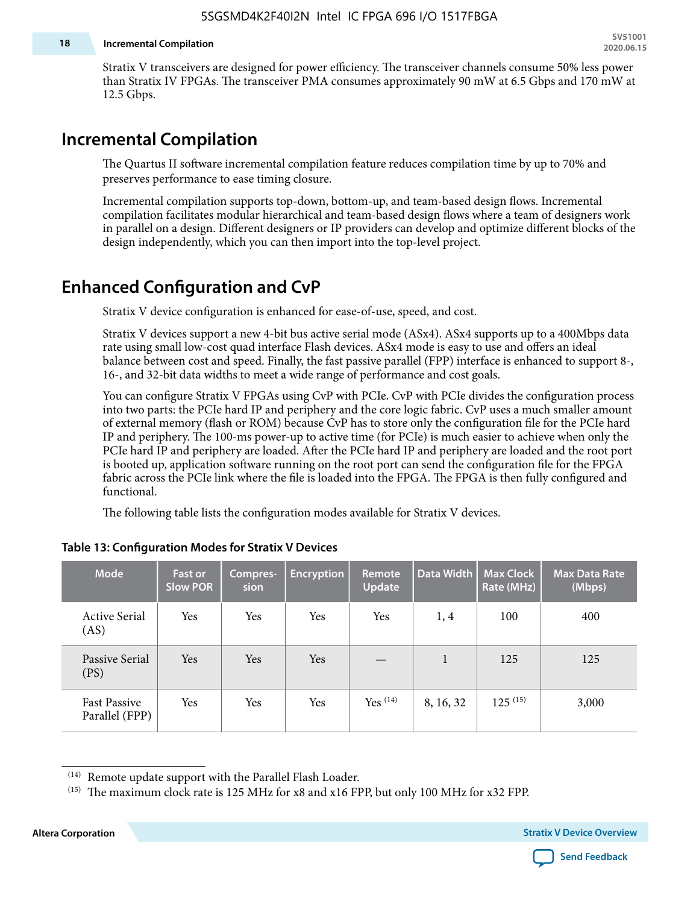Stratix V transceivers are designed for power efficiency. The transceiver channels consume 50% less power than Stratix IV FPGAs. The transceiver PMA consumes approximately 90 mW at 6.5 Gbps and 170 mW at 12.5 Gbps.

## Incremental Compilation

The Quartus II software incremental compilation feature reduces compilation time by up to 70% and preserves performance to ease timing closure.

Incremental compilation supports top-down, bottom-up, and team-based design flows. Incremental compilation facilitates modular hierarchical and team-based design flows where a team of designers work in parallel on a design. Different designers or IP providers can develop and optimize different blocks of the design independently, which you can then import into the top-level project.

## Enhanced Configuration and CvP

Stratix V device configuration is enhanced for ease-of-use, speed, and cost.

Stratix V devices support a new 4-bit bus active serial mode (ASx4). ASx4 supports up to a 400Mbps data rate using small low-cost quad interface Flash devices. ASx4 mode is easy to use and offers an ideal balance between cost and speed. Finally, the fast passive parallel (FPP) interface is enhanced to support 8-, 16-, and 32-bit data widths to meet a wide range of performance and cost goals.

You can configure Stratix V FPGAs using CvP with PCIe. CvP with PCIe divides the configuration process into two parts: the PCIe hard IP and periphery and the core logic fabric. CvP uses a much smaller amount of external memory (flash or ROM) because CvP has to store only the configuration file for the PCIe hard IP and periphery. The 100-ms power-up to active time (for PCIe) is much easier to achieve when only the PCIe hard IP and periphery are loaded. After the PCIe hard IP and periphery are loaded and the root port is booted up, application software running on the root port can send the configuration file for the FPGA fabric across the PCIe link where the file is loaded into the FPGA. The FPGA is then fully configured and functional.

The following table lists the configuration modes available for Stratix V devices.

**Table 13: Configuration Modes for Stratix V Devices**

| Mode | Fast or Slow POR | Compres-sion | Encryption | Remote Update | Data Width | Max Clock Rate (MHz) | Max Data Rate (Mbps) |
|---|---|---|---|---|---|---|---|
| Active Serial (AS) | Yes | Yes | Yes | Yes | 1, 4 | 100 | 400 |
| Passive Serial (PS) | Yes | Yes | Yes | — | 1 | 125 | 125 |
| Fast Passive Parallel (FPP) | Yes | Yes | Yes | Yes [14] | 8, 16, 32 | 125 [15] | 3,000 |

[14] Remote update support with the Parallel Flash Loader.

[15] The maximum clock rate is 125 MHz for x8 and x16 FPP, but only 100 MHz for x32 FPP.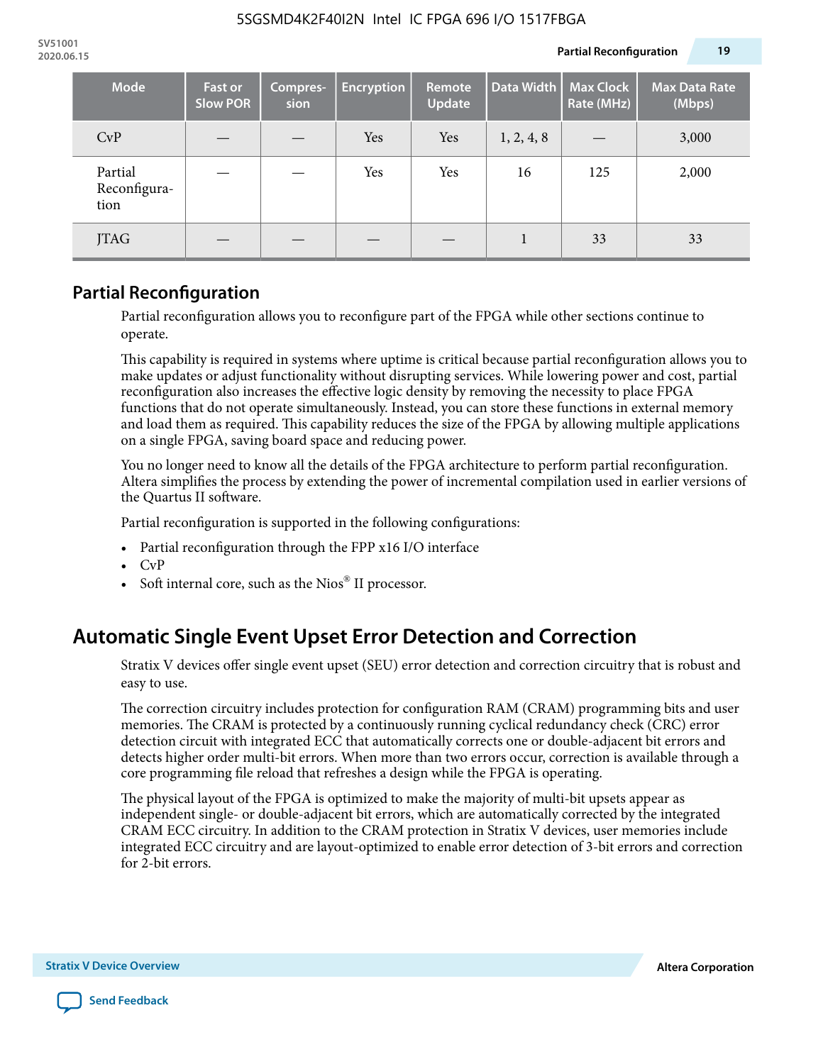| Mode | Fast or Slow POR | Compres-sion | Encryption | Remote Update | Data Width | Max Clock Rate (MHz) | Max Data Rate (Mbps) |
|---|---|---|---|---|---|---|---|
| CvP | — | — | Yes | Yes | 1, 2, 4, 8 | — | 3,000 |
| Partial Reconfigura-tion | — | — | Yes | Yes | 16 | 125 | 2,000 |
| JTAG | — | — | — | — | 1 | 33 | 33 |

## Partial Reconfiguration

Partial reconfiguration allows you to reconfigure part of the FPGA while other sections continue to operate.

This capability is required in systems where uptime is critical because partial reconfiguration allows you to make updates or adjust functionality without disrupting services. While lowering power and cost, partial reconfiguration also increases the effective logic density by removing the necessity to place FPGA functions that do not operate simultaneously. Instead, you can store these functions in external memory and load them as required. This capability reduces the size of the FPGA by allowing multiple applications on a single FPGA, saving board space and reducing power.

You no longer need to know all the details of the FPGA architecture to perform partial reconfiguration. Altera simplifies the process by extending the power of incremental compilation used in earlier versions of the Quartus II software.

Partial reconfiguration is supported in the following configurations:

- Partial reconfiguration through the FPP x16 I/O interface
- CvP
- Soft internal core, such as the Nios® II processor.

# Automatic Single Event Upset Error Detection and Correction

Stratix V devices offer single event upset (SEU) error detection and correction circuitry that is robust and easy to use.

The correction circuitry includes protection for configuration RAM (CRAM) programming bits and user memories. The CRAM is protected by a continuously running cyclical redundancy check (CRC) error detection circuit with integrated ECC that automatically corrects one or double-adjacent bit errors and detects higher order multi-bit errors. When more than two errors occur, correction is available through a core programming file reload that refreshes a design while the FPGA is operating.

The physical layout of the FPGA is optimized to make the majority of multi-bit upsets appear as independent single- or double-adjacent bit errors, which are automatically corrected by the integrated CRAM ECC circuitry. In addition to the CRAM protection in Stratix V devices, user memories include integrated ECC circuitry and are layout-optimized to enable error detection of 3-bit errors and correction for 2-bit errors.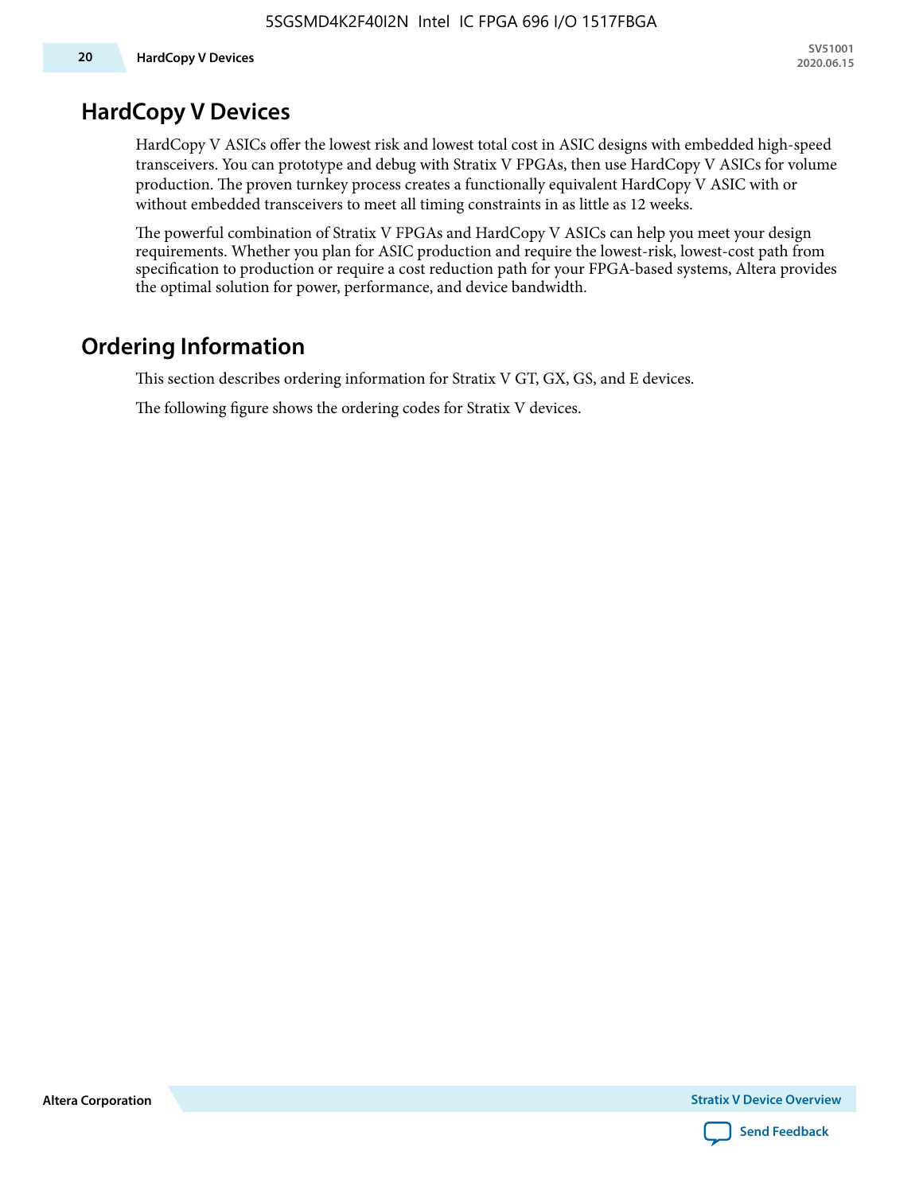## HardCopy V Devices

HardCopy V ASICs offer the lowest risk and lowest total cost in ASIC designs with embedded high-speed transceivers. You can prototype and debug with Stratix V FPGAs, then use HardCopy V ASICs for volume production. The proven turnkey process creates a functionally equivalent HardCopy V ASIC with or without embedded transceivers to meet all timing constraints in as little as 12 weeks.

The powerful combination of Stratix V FPGAs and HardCopy V ASICs can help you meet your design requirements. Whether you plan for ASIC production and require the lowest-risk, lowest-cost path from specification to production or require a cost reduction path for your FPGA-based systems, Altera provides the optimal solution for power, performance, and device bandwidth.

## Ordering Information

This section describes ordering information for Stratix V GT, GX, GS, and E devices.

The following figure shows the ordering codes for Stratix V devices.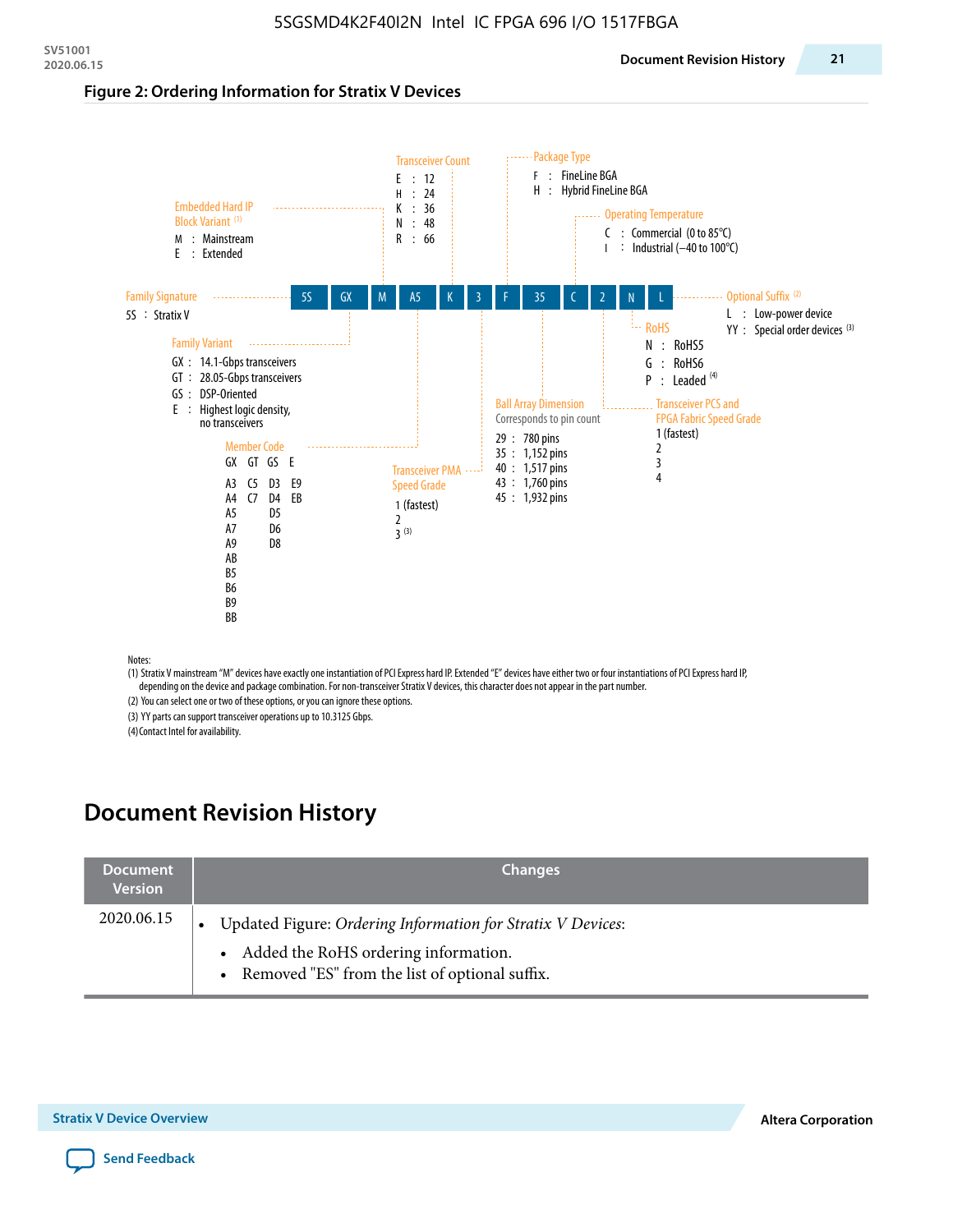**Figure 2: Ordering Information for Stratix V Devices**

Example part number: 5S GX M A5 K 3 F 35 C 2 N L

**Family Signature**
- 5S : Stratix V

**Family Variant**
- GX : 14.1-Gbps transceivers
- GT : 28.05-Gbps transceivers
- GS : DSP-Oriented
- E : Highest logic density, no transceivers

**Embedded Hard IP Block Variant** (1)
- M : Mainstream
- E : Extended

**Member Code**

| GX | GT | GS | E |
|---|---|---|---|
| A3 | C5 | D3 | E9 |
| A4 | C7 | D4 | EB |
| A5 | | D5 | |
| A7 | | D6 | |
| A9 | | D8 | |
| AB | | | |
| B5 | | | |
| B6 | | | |
| B9 | | | |
| BB | | | |

**Transceiver Count**
- E : 12
- H : 24
- K : 36
- N : 48
- R : 66

**Transceiver PMA Speed Grade**
- 1 (fastest)
- 2
- 3 (3)

**Package Type**
- F : FineLine BGA
- H : Hybrid FineLine BGA

**Ball Array Dimension**

Corresponds to pin count
- 29 : 780 pins
- 35 : 1,152 pins
- 40 : 1,517 pins
- 43 : 1,760 pins
- 45 : 1,932 pins

**Operating Temperature**
- C : Commercial (0 to 85°C)
- I : Industrial (–40 to 100°C)

**Transceiver PCS and FPGA Fabric Speed Grade**
- 1 (fastest)
- 2
- 3
- 4

**RoHS**
- N : RoHS5
- G : RoHS6
- P : Leaded (4)

**Optional Suffix** (2)
- L : Low-power device
- YY : Special order devices (3)

Notes:
(1) Stratix V mainstream "M" devices have exactly one instantiation of PCI Express hard IP. Extended "E" devices have either two or four instantiations of PCI Express hard IP, depending on the device and package combination. For non-transceiver Stratix V devices, this character does not appear in the part number.
(2) You can select one or two of these options, or you can ignore these options.
(3) YY parts can support transceiver operations up to 10.3125 Gbps.
(4) Contact Intel for availability.

# Document Revision History

| Document Version | Changes |
|---|---|
| 2020.06.15 | • Updated Figure: *Ordering Information for Stratix V Devices*:<br>  • Added the RoHS ordering information.<br>  • Removed "ES" from the list of optional suffix. |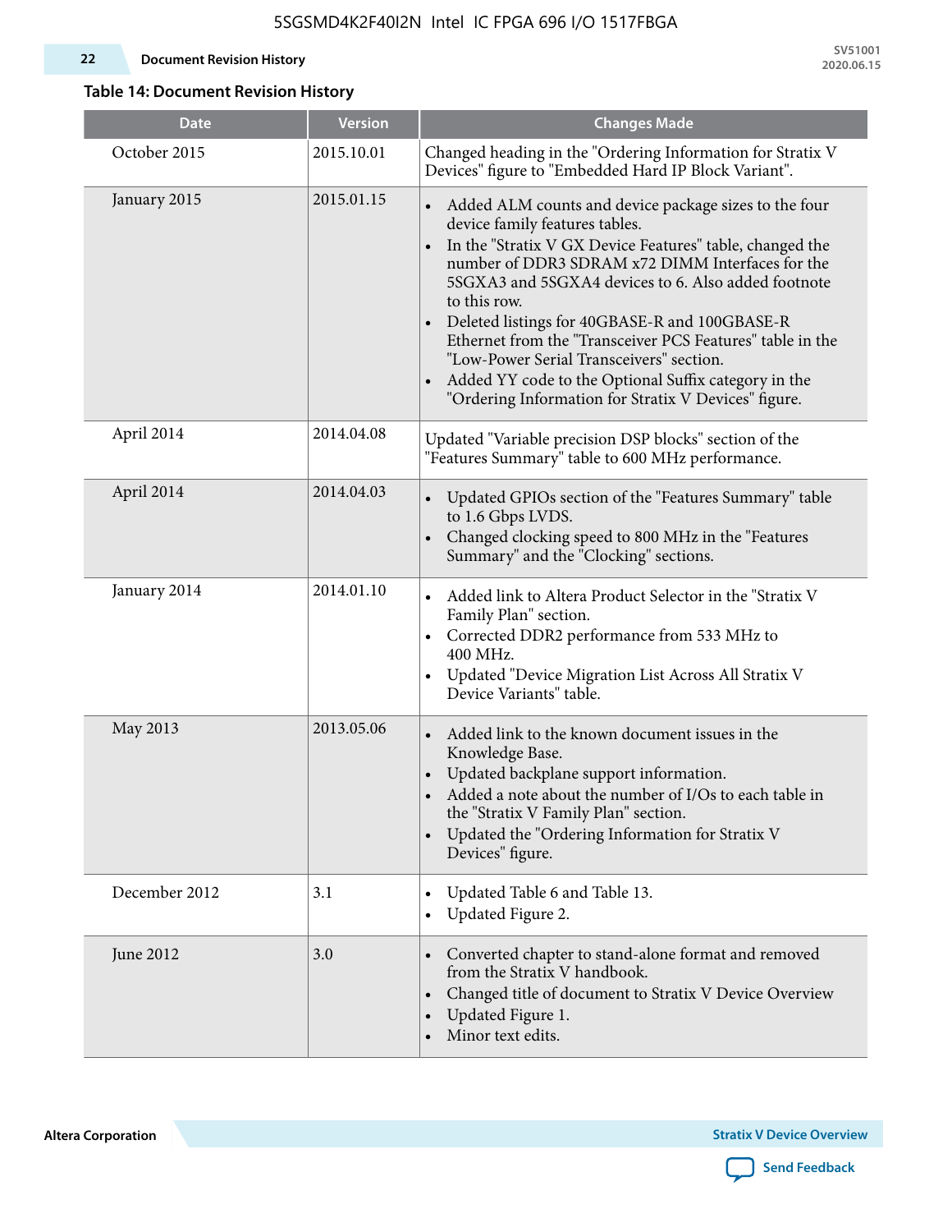**Table 14: Document Revision History**

| Date | Version | Changes Made |
|---|---|---|
| October 2015 | 2015.10.01 | Changed heading in the "Ordering Information for Stratix V Devices" figure to "Embedded Hard IP Block Variant". |
| January 2015 | 2015.01.15 | • Added ALM counts and device package sizes to the four device family features tables.<br>• In the "Stratix V GX Device Features" table, changed the number of DDR3 SDRAM x72 DIMM Interfaces for the 5SGXA3 and 5SGXA4 devices to 6. Also added footnote to this row.<br>• Deleted listings for 40GBASE-R and 100GBASE-R Ethernet from the "Transceiver PCS Features" table in the "Low-Power Serial Transceivers" section.<br>• Added YY code to the Optional Suffix category in the "Ordering Information for Stratix V Devices" figure. |
| April 2014 | 2014.04.08 | Updated "Variable precision DSP blocks" section of the "Features Summary" table to 600 MHz performance. |
| April 2014 | 2014.04.03 | • Updated GPIOs section of the "Features Summary" table to 1.6 Gbps LVDS.<br>• Changed clocking speed to 800 MHz in the "Features Summary" and the "Clocking" sections. |
| January 2014 | 2014.01.10 | • Added link to Altera Product Selector in the "Stratix V Family Plan" section.<br>• Corrected DDR2 performance from 533 MHz to 400 MHz.<br>• Updated "Device Migration List Across All Stratix V Device Variants" table. |
| May 2013 | 2013.05.06 | • Added link to the known document issues in the Knowledge Base.<br>• Updated backplane support information.<br>• Added a note about the number of I/Os to each table in the "Stratix V Family Plan" section.<br>• Updated the "Ordering Information for Stratix V Devices" figure. |
| December 2012 | 3.1 | • Updated Table 6 and Table 13.<br>• Updated Figure 2. |
| June 2012 | 3.0 | • Converted chapter to stand-alone format and removed from the Stratix V handbook.<br>• Changed title of document to Stratix V Device Overview<br>• Updated Figure 1.<br>• Minor text edits. |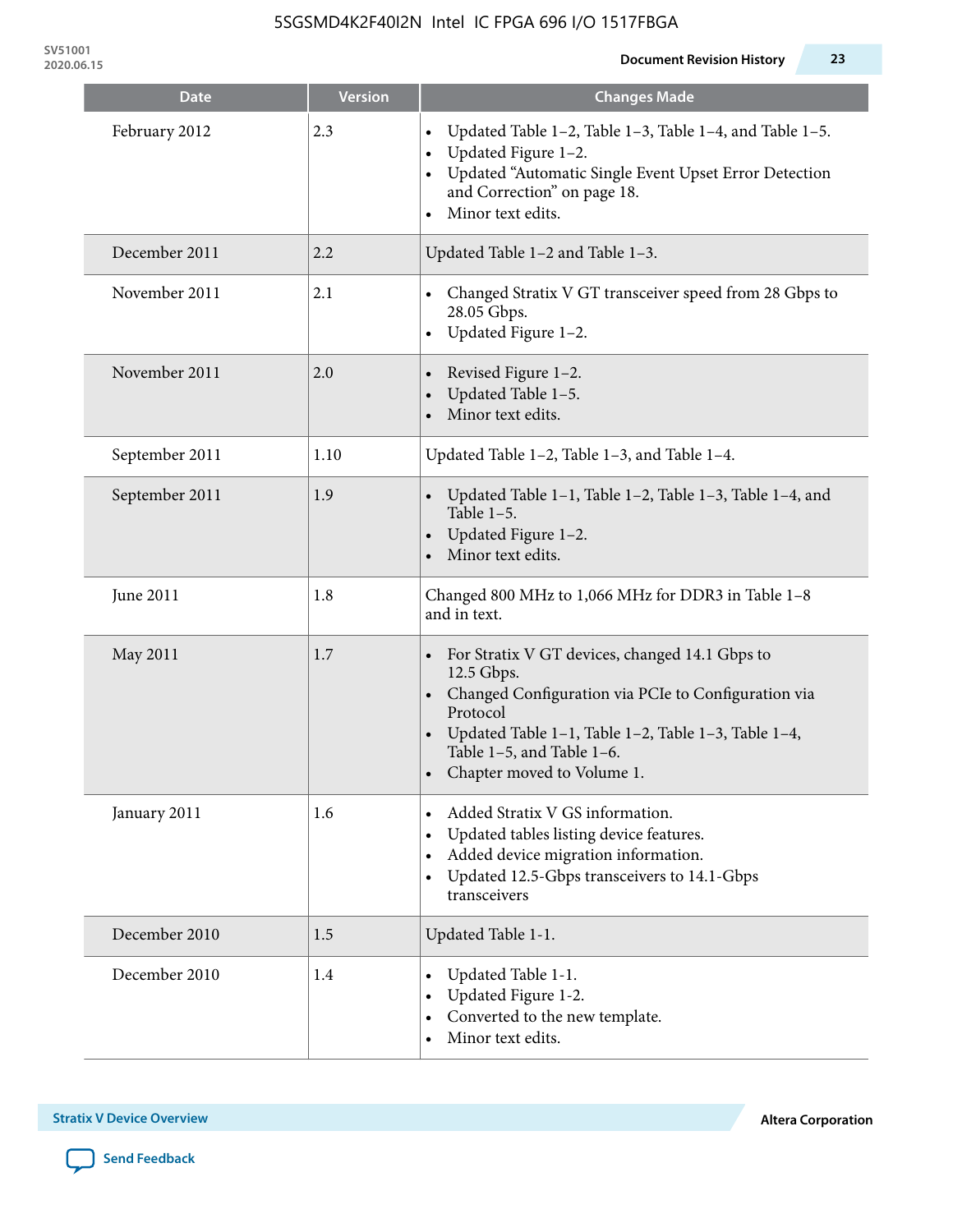| Date | Version | Changes Made |
|---|---|---|
| February 2012 | 2.3 | • Updated Table 1–2, Table 1–3, Table 1–4, and Table 1–5.<br>• Updated Figure 1–2.<br>• Updated “Automatic Single Event Upset Error Detection and Correction” on page 18.<br>• Minor text edits. |
| December 2011 | 2.2 | Updated Table 1–2 and Table 1–3. |
| November 2011 | 2.1 | • Changed Stratix V GT transceiver speed from 28 Gbps to 28.05 Gbps.<br>• Updated Figure 1–2. |
| November 2011 | 2.0 | • Revised Figure 1–2.<br>• Updated Table 1–5.<br>• Minor text edits. |
| September 2011 | 1.10 | Updated Table 1–2, Table 1–3, and Table 1–4. |
| September 2011 | 1.9 | • Updated Table 1–1, Table 1–2, Table 1–3, Table 1–4, and Table 1–5.<br>• Updated Figure 1–2.<br>• Minor text edits. |
| June 2011 | 1.8 | Changed 800 MHz to 1,066 MHz for DDR3 in Table 1–8 and in text. |
| May 2011 | 1.7 | • For Stratix V GT devices, changed 14.1 Gbps to 12.5 Gbps.<br>• Changed Configuration via PCIe to Configuration via Protocol<br>• Updated Table 1–1, Table 1–2, Table 1–3, Table 1–4, Table 1–5, and Table 1–6.<br>• Chapter moved to Volume 1. |
| January 2011 | 1.6 | • Added Stratix V GS information.<br>• Updated tables listing device features.<br>• Added device migration information.<br>• Updated 12.5-Gbps transceivers to 14.1-Gbps transceivers |
| December 2010 | 1.5 | Updated Table 1-1. |
| December 2010 | 1.4 | • Updated Table 1-1.<br>• Updated Figure 1-2.<br>• Converted to the new template.<br>• Minor text edits. |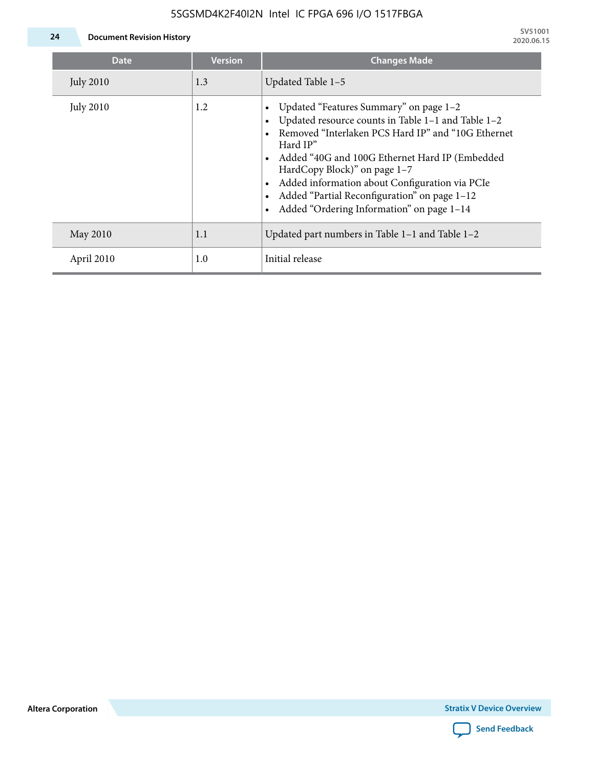| Date | Version | Changes Made |
| --- | --- | --- |
| July 2010 | 1.3 | Updated Table 1–5 |
| July 2010 | 1.2 | • Updated “Features Summary” on page 1–2<br>• Updated resource counts in Table 1–1 and Table 1–2<br>• Removed “Interlaken PCS Hard IP” and “10G Ethernet Hard IP”<br>• Added “40G and 100G Ethernet Hard IP (Embedded HardCopy Block)” on page 1–7<br>• Added information about Configuration via PCIe<br>• Added “Partial Reconfiguration” on page 1–12<br>• Added “Ordering Information” on page 1–14 |
| May 2010 | 1.1 | Updated part numbers in Table 1–1 and Table 1–2 |
| April 2010 | 1.0 | Initial release |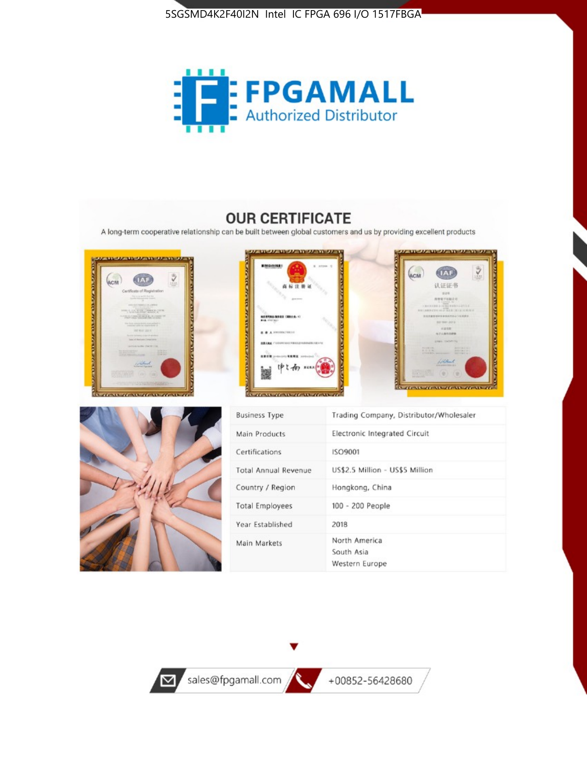FPGAMALL

Authorized Distributor

## OUR CERTIFICATE

A long-term cooperative relationship can be built between global customers and us by providing excellent products

| | |
|---|---|
| Business Type | Trading Company, Distributor/Wholesaler |
| Main Products | Electronic Integrated Circuit |
| Certifications | ISO9001 |
| Total Annual Revenue | US$2.5 Million - US$5 Million |
| Country / Region | Hongkong, China |
| Total Employees | 100 - 200 People |
| Year Established | 2018 |
| Main Markets | North America<br>South Asia<br>Western Europe |

sales@fpgamall.com

+00852-56428680